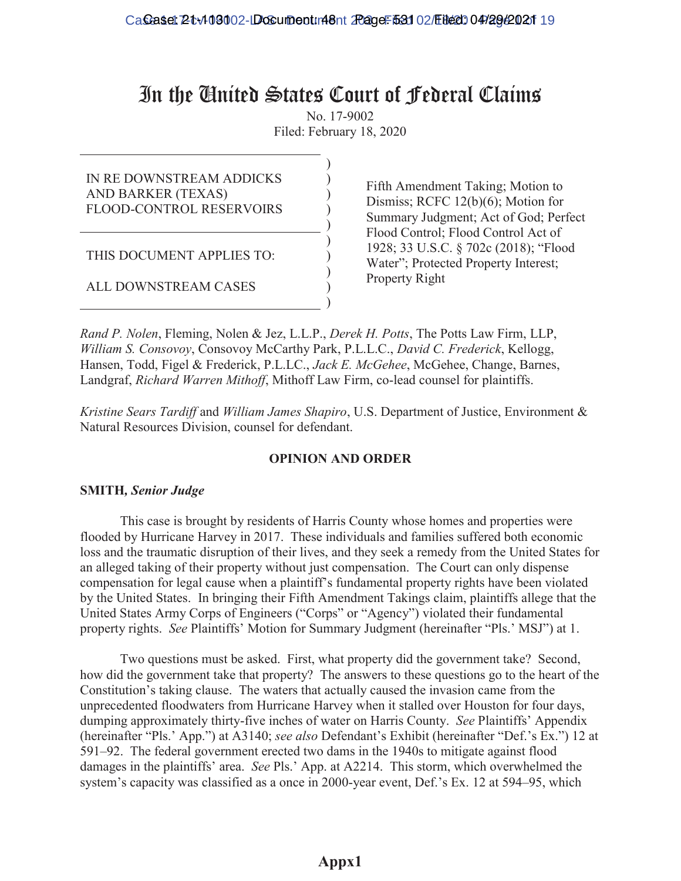# In the United States Court of Federal Claims

No. 17-9002

Filed: February 18, 2020

| | |
|---|---|
| IN RE DOWNSTREAM ADDICKS AND BARKER (TEXAS) FLOOD-CONTROL RESERVOIRS | Fifth Amendment Taking; Motion to Dismiss; RCFC 12(b)(6); Motion for Summary Judgment; Act of God; Perfect Flood Control; Flood Control Act of 1928; 33 U.S.C. § 702c (2018); "Flood Water"; Protected Property Interest; Property Right |
| THIS DOCUMENT APPLIES TO: ALL DOWNSTREAM CASES | |

*Rand P. Nolen*, Fleming, Nolen & Jez, L.L.P., *Derek H. Potts*, The Potts Law Firm, LLP, *William S. Consovoy*, Consovoy McCarthy Park, P.L.L.C., *David C. Frederick*, Kellogg, Hansen, Todd, Figel & Frederick, P.L.L.C., *Jack E. McGehee*, McGehee, Change, Barnes, Landgraf, *Richard Warren Mithoff*, Mithoff Law Firm, co-lead counsel for plaintiffs.

*Kristine Sears Tardiff* and *William James Shapiro*, U.S. Department of Justice, Environment & Natural Resources Division, counsel for defendant.

**OPINION AND ORDER**

**SMITH,** ***Senior Judge***

This case is brought by residents of Harris County whose homes and properties were flooded by Hurricane Harvey in 2017. These individuals and families suffered both economic loss and the traumatic disruption of their lives, and they seek a remedy from the United States for an alleged taking of their property without just compensation. The Court can only dispense compensation for legal cause when a plaintiff's fundamental property rights have been violated by the United States. In bringing their Fifth Amendment Takings claim, plaintiffs allege that the United States Army Corps of Engineers ("Corps" or "Agency") violated their fundamental property rights. *See* Plaintiffs' Motion for Summary Judgment (hereinafter "Pls.' MSJ") at 1.

Two questions must be asked. First, what property did the government take? Second, how did the government take that property? The answers to these questions go to the heart of the Constitution's taking clause. The waters that actually caused the invasion came from the unprecedented floodwaters from Hurricane Harvey when it stalled over Houston for four days, dumping approximately thirty-five inches of water on Harris County. *See* Plaintiffs' Appendix (hereinafter "Pls.' App.") at A3140; *see also* Defendant's Exhibit (hereinafter "Def.'s Ex.") 12 at 591–92. The federal government erected two dams in the 1940s to mitigate against flood damages in the plaintiffs' area. *See* Pls.' App. at A2214. This storm, which overwhelmed the system's capacity was classified as a once in 2000-year event, Def.'s Ex. 12 at 594–95, which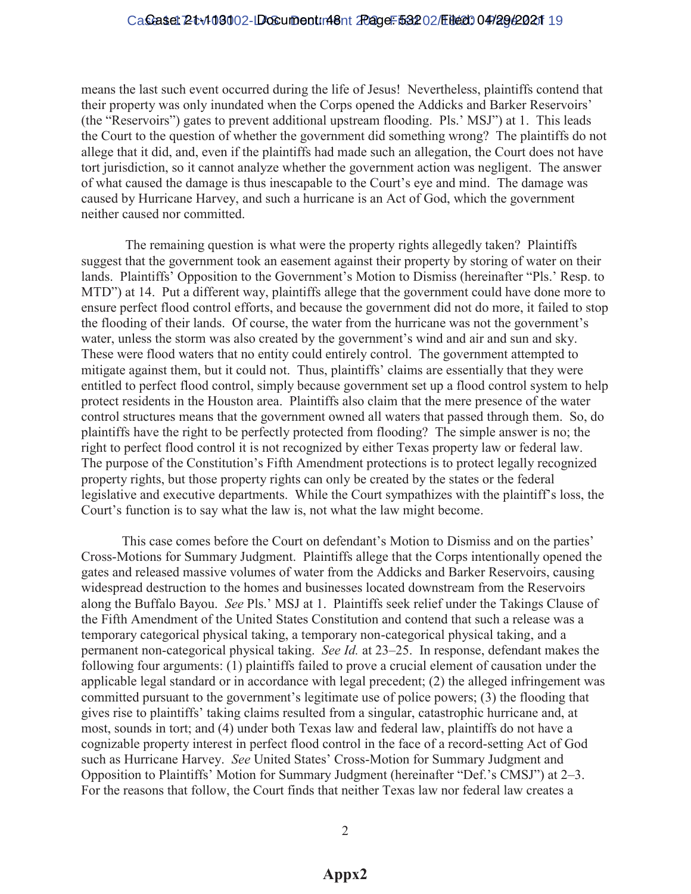means the last such event occurred during the life of Jesus! Nevertheless, plaintiffs contend that their property was only inundated when the Corps opened the Addicks and Barker Reservoirs' (the "Reservoirs") gates to prevent additional upstream flooding. Pls.' MSJ") at 1. This leads the Court to the question of whether the government did something wrong? The plaintiffs do not allege that it did, and, even if the plaintiffs had made such an allegation, the Court does not have tort jurisdiction, so it cannot analyze whether the government action was negligent. The answer of what caused the damage is thus inescapable to the Court's eye and mind. The damage was caused by Hurricane Harvey, and such a hurricane is an Act of God, which the government neither caused nor committed.

The remaining question is what were the property rights allegedly taken? Plaintiffs suggest that the government took an easement against their property by storing of water on their lands. Plaintiffs' Opposition to the Government's Motion to Dismiss (hereinafter "Pls.' Resp. to MTD") at 14. Put a different way, plaintiffs allege that the government could have done more to ensure perfect flood control efforts, and because the government did not do more, it failed to stop the flooding of their lands. Of course, the water from the hurricane was not the government's water, unless the storm was also created by the government's wind and air and sun and sky. These were flood waters that no entity could entirely control. The government attempted to mitigate against them, but it could not. Thus, plaintiffs' claims are essentially that they were entitled to perfect flood control, simply because government set up a flood control system to help protect residents in the Houston area. Plaintiffs also claim that the mere presence of the water control structures means that the government owned all waters that passed through them. So, do plaintiffs have the right to be perfectly protected from flooding? The simple answer is no; the right to perfect flood control it is not recognized by either Texas property law or federal law. The purpose of the Constitution's Fifth Amendment protections is to protect legally recognized property rights, but those property rights can only be created by the states or the federal legislative and executive departments. While the Court sympathizes with the plaintiff's loss, the Court's function is to say what the law is, not what the law might become.

This case comes before the Court on defendant's Motion to Dismiss and on the parties' Cross-Motions for Summary Judgment. Plaintiffs allege that the Corps intentionally opened the gates and released massive volumes of water from the Addicks and Barker Reservoirs, causing widespread destruction to the homes and businesses located downstream from the Reservoirs along the Buffalo Bayou. *See* Pls.' MSJ at 1. Plaintiffs seek relief under the Takings Clause of the Fifth Amendment of the United States Constitution and contend that such a release was a temporary categorical physical taking, a temporary non-categorical physical taking, and a permanent non-categorical physical taking. *See Id.* at 23–25. In response, defendant makes the following four arguments: (1) plaintiffs failed to prove a crucial element of causation under the applicable legal standard or in accordance with legal precedent; (2) the alleged infringement was committed pursuant to the government's legitimate use of police powers; (3) the flooding that gives rise to plaintiffs' taking claims resulted from a singular, catastrophic hurricane and, at most, sounds in tort; and (4) under both Texas law and federal law, plaintiffs do not have a cognizable property interest in perfect flood control in the face of a record-setting Act of God such as Hurricane Harvey. *See* United States' Cross-Motion for Summary Judgment and Opposition to Plaintiffs' Motion for Summary Judgment (hereinafter "Def.'s CMSJ") at 2–3. For the reasons that follow, the Court finds that neither Texas law nor federal law creates a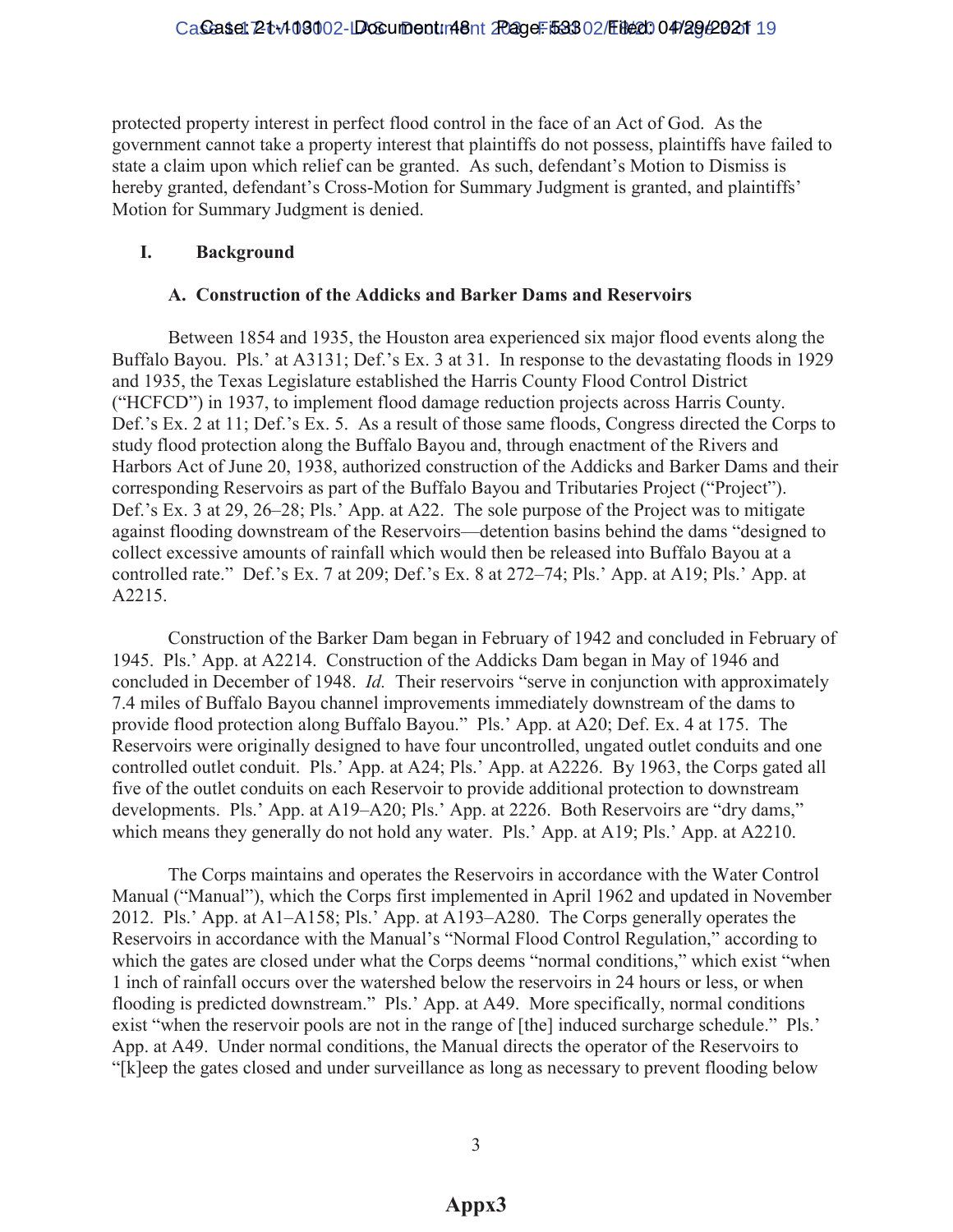protected property interest in perfect flood control in the face of an Act of God. As the government cannot take a property interest that plaintiffs do not possess, plaintiffs have failed to state a claim upon which relief can be granted. As such, defendant's Motion to Dismiss is hereby granted, defendant's Cross-Motion for Summary Judgment is granted, and plaintiffs' Motion for Summary Judgment is denied.

## I. Background

### A. Construction of the Addicks and Barker Dams and Reservoirs

Between 1854 and 1935, the Houston area experienced six major flood events along the Buffalo Bayou. Pls.' at A3131; Def.'s Ex. 3 at 31. In response to the devastating floods in 1929 and 1935, the Texas Legislature established the Harris County Flood Control District ("HCFCD") in 1937, to implement flood damage reduction projects across Harris County. Def.'s Ex. 2 at 11; Def.'s Ex. 5. As a result of those same floods, Congress directed the Corps to study flood protection along the Buffalo Bayou and, through enactment of the Rivers and Harbors Act of June 20, 1938, authorized construction of the Addicks and Barker Dams and their corresponding Reservoirs as part of the Buffalo Bayou and Tributaries Project ("Project"). Def.'s Ex. 3 at 29, 26–28; Pls.' App. at A22. The sole purpose of the Project was to mitigate against flooding downstream of the Reservoirs—detention basins behind the dams "designed to collect excessive amounts of rainfall which would then be released into Buffalo Bayou at a controlled rate." Def.'s Ex. 7 at 209; Def.'s Ex. 8 at 272–74; Pls.' App. at A19; Pls.' App. at A2215.

Construction of the Barker Dam began in February of 1942 and concluded in February of 1945. Pls.' App. at A2214. Construction of the Addicks Dam began in May of 1946 and concluded in December of 1948. *Id.* Their reservoirs "serve in conjunction with approximately 7.4 miles of Buffalo Bayou channel improvements immediately downstream of the dams to provide flood protection along Buffalo Bayou." Pls.' App. at A20; Def. Ex. 4 at 175. The Reservoirs were originally designed to have four uncontrolled, ungated outlet conduits and one controlled outlet conduit. Pls.' App. at A24; Pls.' App. at A2226. By 1963, the Corps gated all five of the outlet conduits on each Reservoir to provide additional protection to downstream developments. Pls.' App. at A19–A20; Pls.' App. at 2226. Both Reservoirs are "dry dams," which means they generally do not hold any water. Pls.' App. at A19; Pls.' App. at A2210.

The Corps maintains and operates the Reservoirs in accordance with the Water Control Manual ("Manual"), which the Corps first implemented in April 1962 and updated in November 2012. Pls.' App. at A1–A158; Pls.' App. at A193–A280. The Corps generally operates the Reservoirs in accordance with the Manual's "Normal Flood Control Regulation," according to which the gates are closed under what the Corps deems "normal conditions," which exist "when 1 inch of rainfall occurs over the watershed below the reservoirs in 24 hours or less, or when flooding is predicted downstream." Pls.' App. at A49. More specifically, normal conditions exist "when the reservoir pools are not in the range of [the] induced surcharge schedule." Pls.' App. at A49. Under normal conditions, the Manual directs the operator of the Reservoirs to "[k]eep the gates closed and under surveillance as long as necessary to prevent flooding below

Appx3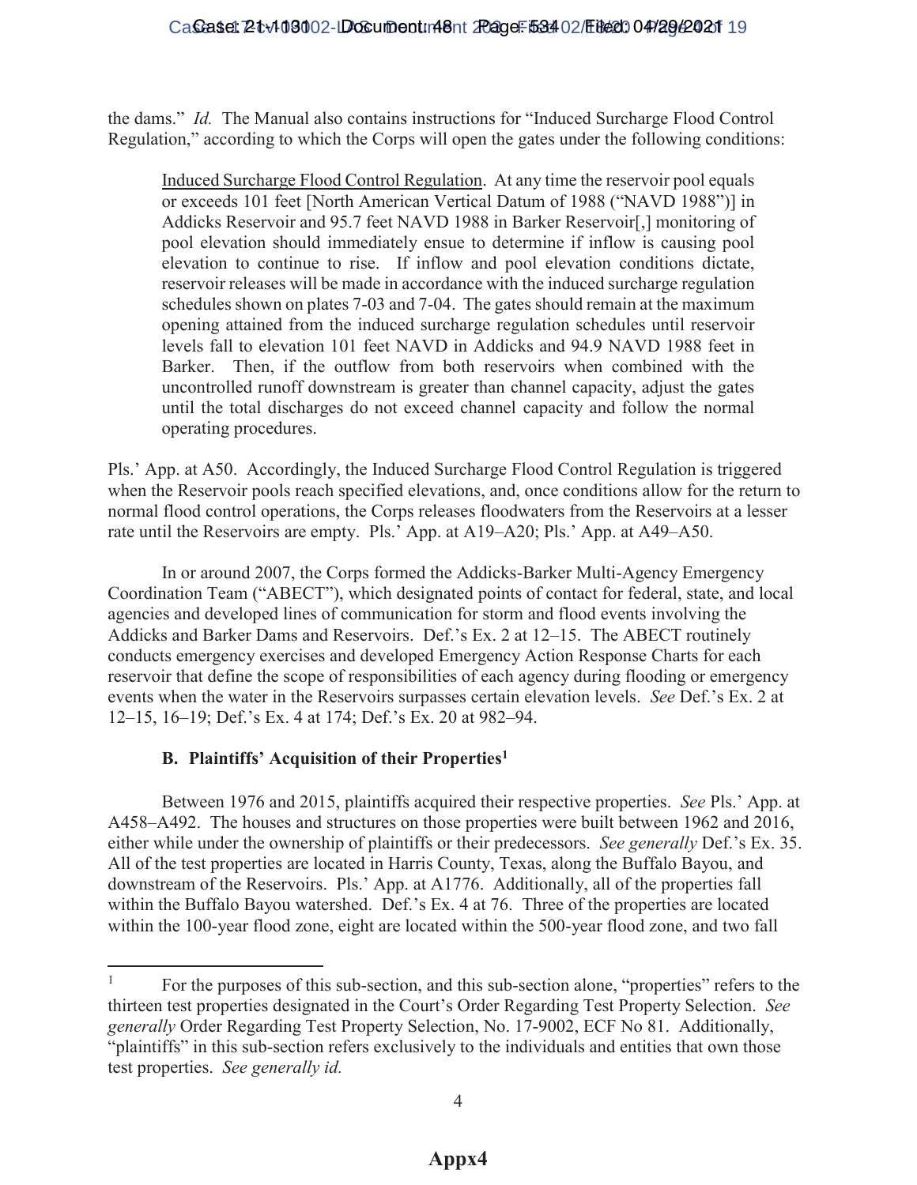the dams." *Id.* The Manual also contains instructions for "Induced Surcharge Flood Control Regulation," according to which the Corps will open the gates under the following conditions:

> Induced Surcharge Flood Control Regulation. At any time the reservoir pool equals or exceeds 101 feet [North American Vertical Datum of 1988 ("NAVD 1988")] in Addicks Reservoir and 95.7 feet NAVD 1988 in Barker Reservoir[,] monitoring of pool elevation should immediately ensue to determine if inflow is causing pool elevation to continue to rise. If inflow and pool elevation conditions dictate, reservoir releases will be made in accordance with the induced surcharge regulation schedules shown on plates 7-03 and 7-04. The gates should remain at the maximum opening attained from the induced surcharge regulation schedules until reservoir levels fall to elevation 101 feet NAVD in Addicks and 94.9 NAVD 1988 feet in Barker. Then, if the outflow from both reservoirs when combined with the uncontrolled runoff downstream is greater than channel capacity, adjust the gates until the total discharges do not exceed channel capacity and follow the normal operating procedures.

Pls.' App. at A50. Accordingly, the Induced Surcharge Flood Control Regulation is triggered when the Reservoir pools reach specified elevations, and, once conditions allow for the return to normal flood control operations, the Corps releases floodwaters from the Reservoirs at a lesser rate until the Reservoirs are empty. Pls.' App. at A19–A20; Pls.' App. at A49–A50.

In or around 2007, the Corps formed the Addicks-Barker Multi-Agency Emergency Coordination Team ("ABECT"), which designated points of contact for federal, state, and local agencies and developed lines of communication for storm and flood events involving the Addicks and Barker Dams and Reservoirs. Def.'s Ex. 2 at 12–15. The ABECT routinely conducts emergency exercises and developed Emergency Action Response Charts for each reservoir that define the scope of responsibilities of each agency during flooding or emergency events when the water in the Reservoirs surpasses certain elevation levels. *See* Def.'s Ex. 2 at 12–15, 16–19; Def.'s Ex. 4 at 174; Def.'s Ex. 20 at 982–94.

### B. Plaintiffs' Acquisition of their Properties[1]

Between 1976 and 2015, plaintiffs acquired their respective properties. *See* Pls.' App. at A458–A492. The houses and structures on those properties were built between 1962 and 2016, either while under the ownership of plaintiffs or their predecessors. *See generally* Def.'s Ex. 35. All of the test properties are located in Harris County, Texas, along the Buffalo Bayou, and downstream of the Reservoirs. Pls.' App. at A1776. Additionally, all of the properties fall within the Buffalo Bayou watershed. Def.'s Ex. 4 at 76. Three of the properties are located within the 100-year flood zone, eight are located within the 500-year flood zone, and two fall

---

[1] For the purposes of this sub-section, and this sub-section alone, "properties" refers to the thirteen test properties designated in the Court's Order Regarding Test Property Selection. *See generally* Order Regarding Test Property Selection, No. 17-9002, ECF No 81. Additionally, "plaintiffs" in this sub-section refers exclusively to the individuals and entities that own those test properties. *See generally id.*

**Appx4**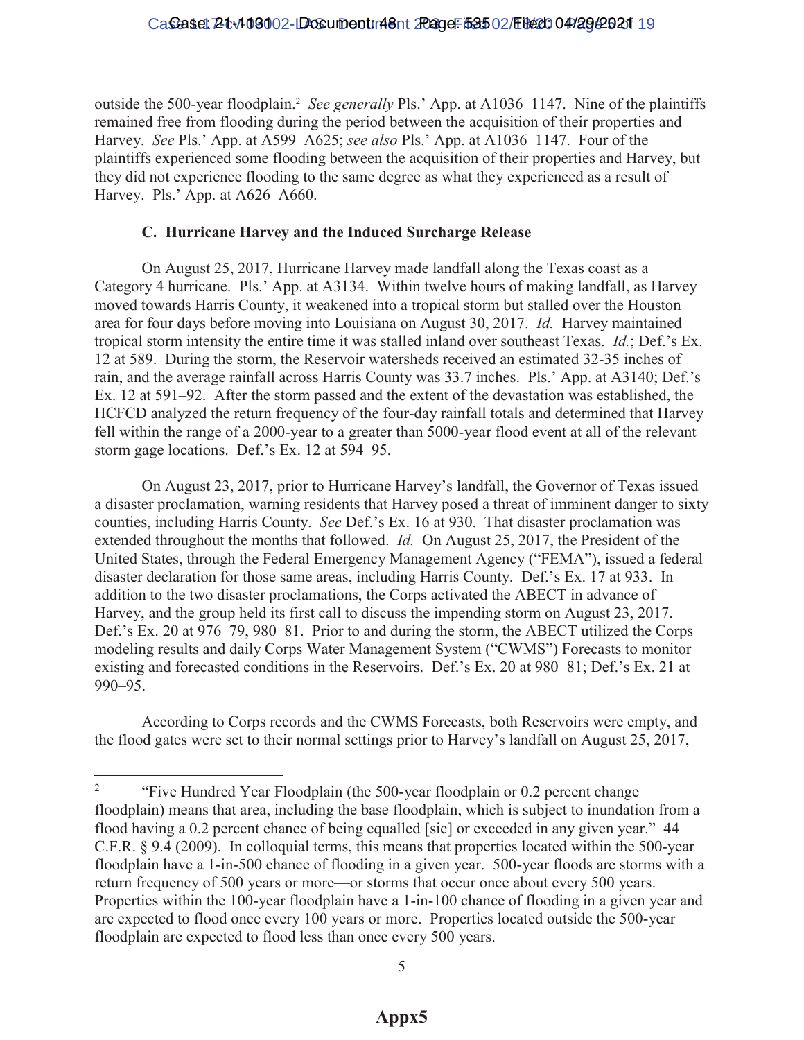outside the 500-year floodplain.[2] *See generally* Pls.' App. at A1036–1147. Nine of the plaintiffs remained free from flooding during the period between the acquisition of their properties and Harvey. *See* Pls.' App. at A599–A625; *see also* Pls.' App. at A1036–1147. Four of the plaintiffs experienced some flooding between the acquisition of their properties and Harvey, but they did not experience flooding to the same degree as what they experienced as a result of Harvey. Pls.' App. at A626–A660.

### C. Hurricane Harvey and the Induced Surcharge Release

On August 25, 2017, Hurricane Harvey made landfall along the Texas coast as a Category 4 hurricane. Pls.' App. at A3134. Within twelve hours of making landfall, as Harvey moved towards Harris County, it weakened into a tropical storm but stalled over the Houston area for four days before moving into Louisiana on August 30, 2017. *Id.* Harvey maintained tropical storm intensity the entire time it was stalled inland over southeast Texas. *Id.*; Def.'s Ex. 12 at 589. During the storm, the Reservoir watersheds received an estimated 32-35 inches of rain, and the average rainfall across Harris County was 33.7 inches. Pls.' App. at A3140; Def.'s Ex. 12 at 591–92. After the storm passed and the extent of the devastation was established, the HCFCD analyzed the return frequency of the four-day rainfall totals and determined that Harvey fell within the range of a 2000-year to a greater than 5000-year flood event at all of the relevant storm gage locations. Def.'s Ex. 12 at 594–95.

On August 23, 2017, prior to Hurricane Harvey's landfall, the Governor of Texas issued a disaster proclamation, warning residents that Harvey posed a threat of imminent danger to sixty counties, including Harris County. *See* Def.'s Ex. 16 at 930. That disaster proclamation was extended throughout the months that followed. *Id.* On August 25, 2017, the President of the United States, through the Federal Emergency Management Agency ("FEMA"), issued a federal disaster declaration for those same areas, including Harris County. Def.'s Ex. 17 at 933. In addition to the two disaster proclamations, the Corps activated the ABECT in advance of Harvey, and the group held its first call to discuss the impending storm on August 23, 2017. Def.'s Ex. 20 at 976–79, 980–81. Prior to and during the storm, the ABECT utilized the Corps modeling results and daily Corps Water Management System ("CWMS") Forecasts to monitor existing and forecasted conditions in the Reservoirs. Def.'s Ex. 20 at 980–81; Def.'s Ex. 21 at 990–95.

According to Corps records and the CWMS Forecasts, both Reservoirs were empty, and the flood gates were set to their normal settings prior to Harvey's landfall on August 25, 2017,

---

[2] "Five Hundred Year Floodplain (the 500-year floodplain or 0.2 percent change floodplain) means that area, including the base floodplain, which is subject to inundation from a flood having a 0.2 percent chance of being equalled [sic] or exceeded in any given year." 44 C.F.R. § 9.4 (2009). In colloquial terms, this means that properties located within the 500-year floodplain have a 1-in-500 chance of flooding in a given year. 500-year floods are storms with a return frequency of 500 years or more—or storms that occur once about every 500 years. Properties within the 100-year floodplain have a 1-in-100 chance of flooding in a given year and are expected to flood once every 100 years or more. Properties located outside the 500-year floodplain are expected to flood less than once every 500 years.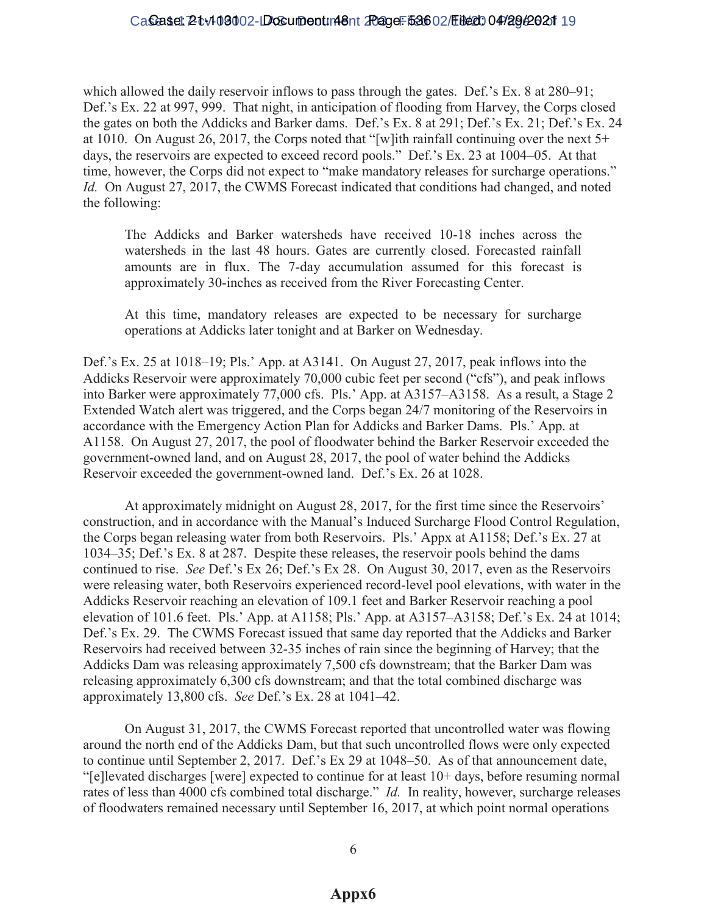which allowed the daily reservoir inflows to pass through the gates. Def.'s Ex. 8 at 280–91; Def.'s Ex. 22 at 997, 999. That night, in anticipation of flooding from Harvey, the Corps closed the gates on both the Addicks and Barker dams. Def.'s Ex. 8 at 291; Def.'s Ex. 21; Def.'s Ex. 24 at 1010. On August 26, 2017, the Corps noted that "[w]ith rainfall continuing over the next 5+ days, the reservoirs are expected to exceed record pools." Def.'s Ex. 23 at 1004–05. At that time, however, the Corps did not expect to "make mandatory releases for surcharge operations." *Id.* On August 27, 2017, the CWMS Forecast indicated that conditions had changed, and noted the following:

> The Addicks and Barker watersheds have received 10-18 inches across the watersheds in the last 48 hours. Gates are currently closed. Forecasted rainfall amounts are in flux. The 7-day accumulation assumed for this forecast is approximately 30-inches as received from the River Forecasting Center.
>
> At this time, mandatory releases are expected to be necessary for surcharge operations at Addicks later tonight and at Barker on Wednesday.

Def.'s Ex. 25 at 1018–19; Pls.' App. at A3141. On August 27, 2017, peak inflows into the Addicks Reservoir were approximately 70,000 cubic feet per second ("cfs"), and peak inflows into Barker were approximately 77,000 cfs. Pls.' App. at A3157–A3158. As a result, a Stage 2 Extended Watch alert was triggered, and the Corps began 24/7 monitoring of the Reservoirs in accordance with the Emergency Action Plan for Addicks and Barker Dams. Pls.' App. at A1158. On August 27, 2017, the pool of floodwater behind the Barker Reservoir exceeded the government-owned land, and on August 28, 2017, the pool of water behind the Addicks Reservoir exceeded the government-owned land. Def.'s Ex. 26 at 1028.

At approximately midnight on August 28, 2017, for the first time since the Reservoirs' construction, and in accordance with the Manual's Induced Surcharge Flood Control Regulation, the Corps began releasing water from both Reservoirs. Pls.' Appx at A1158; Def.'s Ex. 27 at 1034–35; Def.'s Ex. 8 at 287. Despite these releases, the reservoir pools behind the dams continued to rise. *See* Def.'s Ex 26; Def.'s Ex 28. On August 30, 2017, even as the Reservoirs were releasing water, both Reservoirs experienced record-level pool elevations, with water in the Addicks Reservoir reaching an elevation of 109.1 feet and Barker Reservoir reaching a pool elevation of 101.6 feet. Pls.' App. at A1158; Pls.' App. at A3157–A3158; Def.'s Ex. 24 at 1014; Def.'s Ex. 29. The CWMS Forecast issued that same day reported that the Addicks and Barker Reservoirs had received between 32-35 inches of rain since the beginning of Harvey; that the Addicks Dam was releasing approximately 7,500 cfs downstream; that the Barker Dam was releasing approximately 6,300 cfs downstream; and that the total combined discharge was approximately 13,800 cfs. *See* Def.'s Ex. 28 at 1041–42.

On August 31, 2017, the CWMS Forecast reported that uncontrolled water was flowing around the north end of the Addicks Dam, but that such uncontrolled flows were only expected to continue until September 2, 2017. Def.'s Ex 29 at 1048–50. As of that announcement date, "[e]levated discharges [were] expected to continue for at least 10+ days, before resuming normal rates of less than 4000 cfs combined total discharge." *Id.* In reality, however, surcharge releases of floodwaters remained necessary until September 16, 2017, at which point normal operations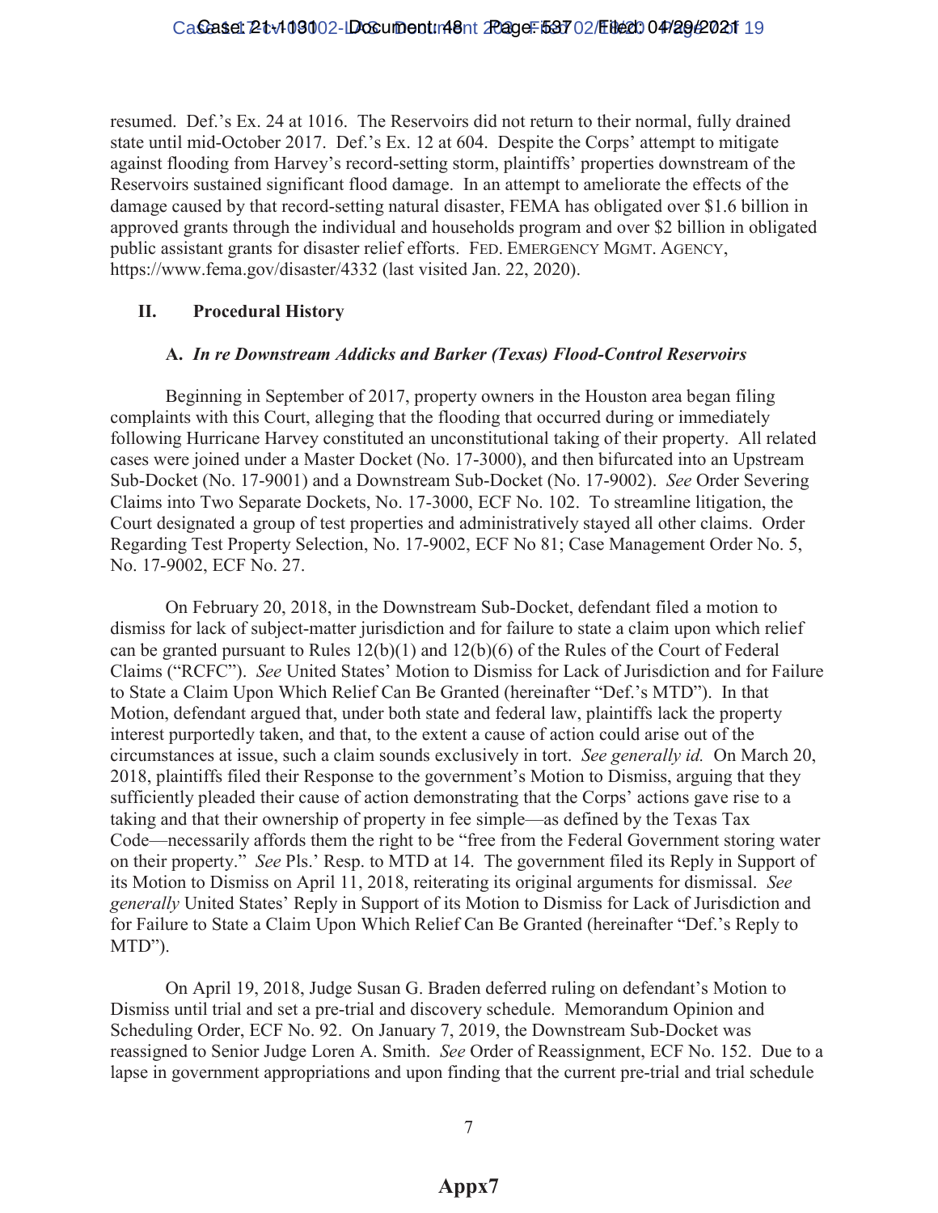resumed. Def.'s Ex. 24 at 1016. The Reservoirs did not return to their normal, fully drained state until mid-October 2017. Def.'s Ex. 12 at 604. Despite the Corps' attempt to mitigate against flooding from Harvey's record-setting storm, plaintiffs' properties downstream of the Reservoirs sustained significant flood damage. In an attempt to ameliorate the effects of the damage caused by that record-setting natural disaster, FEMA has obligated over $1.6 billion in approved grants through the individual and households program and over $2 billion in obligated public assistant grants for disaster relief efforts. FED. EMERGENCY MGMT. AGENCY, https://www.fema.gov/disaster/4332 (last visited Jan. 22, 2020).

## II. Procedural History

### A. *In re Downstream Addicks and Barker (Texas) Flood-Control Reservoirs*

Beginning in September of 2017, property owners in the Houston area began filing complaints with this Court, alleging that the flooding that occurred during or immediately following Hurricane Harvey constituted an unconstitutional taking of their property. All related cases were joined under a Master Docket (No. 17-3000), and then bifurcated into an Upstream Sub-Docket (No. 17-9001) and a Downstream Sub-Docket (No. 17-9002). *See* Order Severing Claims into Two Separate Dockets, No. 17-3000, ECF No. 102. To streamline litigation, the Court designated a group of test properties and administratively stayed all other claims. Order Regarding Test Property Selection, No. 17-9002, ECF No 81; Case Management Order No. 5, No. 17-9002, ECF No. 27.

On February 20, 2018, in the Downstream Sub-Docket, defendant filed a motion to dismiss for lack of subject-matter jurisdiction and for failure to state a claim upon which relief can be granted pursuant to Rules 12(b)(1) and 12(b)(6) of the Rules of the Court of Federal Claims ("RCFC"). *See* United States' Motion to Dismiss for Lack of Jurisdiction and for Failure to State a Claim Upon Which Relief Can Be Granted (hereinafter "Def.'s MTD"). In that Motion, defendant argued that, under both state and federal law, plaintiffs lack the property interest purportedly taken, and that, to the extent a cause of action could arise out of the circumstances at issue, such a claim sounds exclusively in tort. *See generally id.* On March 20, 2018, plaintiffs filed their Response to the government's Motion to Dismiss, arguing that they sufficiently pleaded their cause of action demonstrating that the Corps' actions gave rise to a taking and that their ownership of property in fee simple—as defined by the Texas Tax Code—necessarily affords them the right to be "free from the Federal Government storing water on their property." *See* Pls.' Resp. to MTD at 14. The government filed its Reply in Support of its Motion to Dismiss on April 11, 2018, reiterating its original arguments for dismissal. *See generally* United States' Reply in Support of its Motion to Dismiss for Lack of Jurisdiction and for Failure to State a Claim Upon Which Relief Can Be Granted (hereinafter "Def.'s Reply to MTD").

On April 19, 2018, Judge Susan G. Braden deferred ruling on defendant's Motion to Dismiss until trial and set a pre-trial and discovery schedule. Memorandum Opinion and Scheduling Order, ECF No. 92. On January 7, 2019, the Downstream Sub-Docket was reassigned to Senior Judge Loren A. Smith. *See* Order of Reassignment, ECF No. 152. Due to a lapse in government appropriations and upon finding that the current pre-trial and trial schedule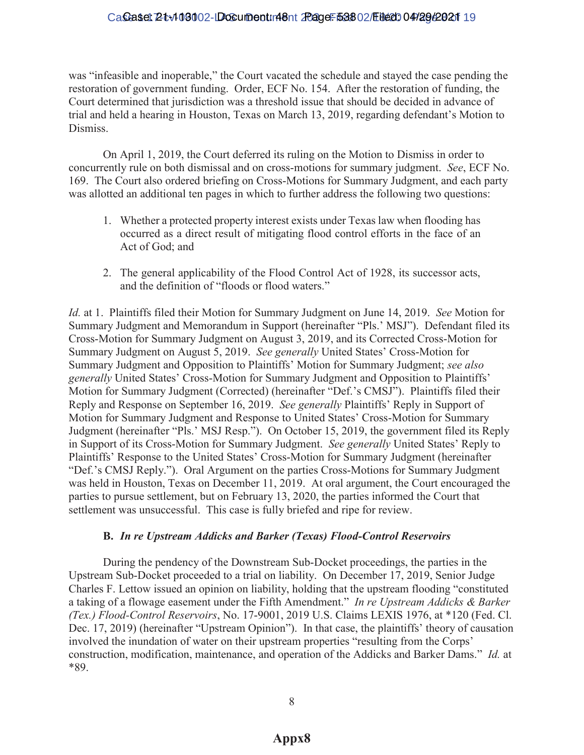was "infeasible and inoperable," the Court vacated the schedule and stayed the case pending the restoration of government funding. Order, ECF No. 154. After the restoration of funding, the Court determined that jurisdiction was a threshold issue that should be decided in advance of trial and held a hearing in Houston, Texas on March 13, 2019, regarding defendant's Motion to Dismiss.

On April 1, 2019, the Court deferred its ruling on the Motion to Dismiss in order to concurrently rule on both dismissal and on cross-motions for summary judgment. *See*, ECF No. 169. The Court also ordered briefing on Cross-Motions for Summary Judgment, and each party was allotted an additional ten pages in which to further address the following two questions:

1. Whether a protected property interest exists under Texas law when flooding has occurred as a direct result of mitigating flood control efforts in the face of an Act of God; and

2. The general applicability of the Flood Control Act of 1928, its successor acts, and the definition of "floods or flood waters."

*Id.* at 1. Plaintiffs filed their Motion for Summary Judgment on June 14, 2019. *See* Motion for Summary Judgment and Memorandum in Support (hereinafter "Pls.' MSJ"). Defendant filed its Cross-Motion for Summary Judgment on August 3, 2019, and its Corrected Cross-Motion for Summary Judgment on August 5, 2019. *See generally* United States' Cross-Motion for Summary Judgment and Opposition to Plaintiffs' Motion for Summary Judgment; *see also generally* United States' Cross-Motion for Summary Judgment and Opposition to Plaintiffs' Motion for Summary Judgment (Corrected) (hereinafter "Def.'s CMSJ"). Plaintiffs filed their Reply and Response on September 16, 2019. *See generally* Plaintiffs' Reply in Support of Motion for Summary Judgment and Response to United States' Cross-Motion for Summary Judgment (hereinafter "Pls.' MSJ Resp."). On October 15, 2019, the government filed its Reply in Support of its Cross-Motion for Summary Judgment. *See generally* United States' Reply to Plaintiffs' Response to the United States' Cross-Motion for Summary Judgment (hereinafter "Def.'s CMSJ Reply."). Oral Argument on the parties Cross-Motions for Summary Judgment was held in Houston, Texas on December 11, 2019. At oral argument, the Court encouraged the parties to pursue settlement, but on February 13, 2020, the parties informed the Court that settlement was unsuccessful. This case is fully briefed and ripe for review.

### B. *In re Upstream Addicks and Barker (Texas) Flood-Control Reservoirs*

During the pendency of the Downstream Sub-Docket proceedings, the parties in the Upstream Sub-Docket proceeded to a trial on liability. On December 17, 2019, Senior Judge Charles F. Lettow issued an opinion on liability, holding that the upstream flooding "constituted a taking of a flowage easement under the Fifth Amendment." *In re Upstream Addicks & Barker (Tex.) Flood-Control Reservoirs*, No. 17-9001, 2019 U.S. Claims LEXIS 1976, at *120 (Fed. Cl. Dec. 17, 2019) (hereinafter "Upstream Opinion"). In that case, the plaintiffs' theory of causation involved the inundation of water on their upstream properties "resulting from the Corps' construction, modification, maintenance, and operation of the Addicks and Barker Dams." *Id.* at *89.

**Appx8**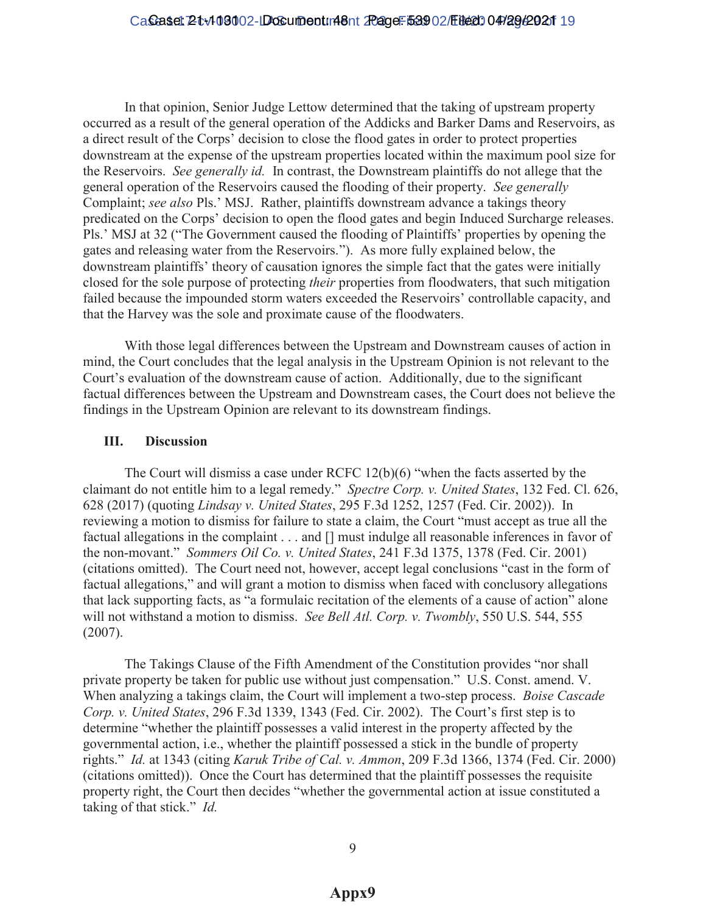In that opinion, Senior Judge Lettow determined that the taking of upstream property occurred as a result of the general operation of the Addicks and Barker Dams and Reservoirs, as a direct result of the Corps' decision to close the flood gates in order to protect properties downstream at the expense of the upstream properties located within the maximum pool size for the Reservoirs. *See generally id.* In contrast, the Downstream plaintiffs do not allege that the general operation of the Reservoirs caused the flooding of their property. *See generally* Complaint; *see also* Pls.' MSJ. Rather, plaintiffs downstream advance a takings theory predicated on the Corps' decision to open the flood gates and begin Induced Surcharge releases. Pls.' MSJ at 32 ("The Government caused the flooding of Plaintiffs' properties by opening the gates and releasing water from the Reservoirs."). As more fully explained below, the downstream plaintiffs' theory of causation ignores the simple fact that the gates were initially closed for the sole purpose of protecting *their* properties from floodwaters, that such mitigation failed because the impounded storm waters exceeded the Reservoirs' controllable capacity, and that the Harvey was the sole and proximate cause of the floodwaters.

With those legal differences between the Upstream and Downstream causes of action in mind, the Court concludes that the legal analysis in the Upstream Opinion is not relevant to the Court's evaluation of the downstream cause of action. Additionally, due to the significant factual differences between the Upstream and Downstream cases, the Court does not believe the findings in the Upstream Opinion are relevant to its downstream findings.

## III. Discussion

The Court will dismiss a case under RCFC 12(b)(6) "when the facts asserted by the claimant do not entitle him to a legal remedy." *Spectre Corp. v. United States*, 132 Fed. Cl. 626, 628 (2017) (quoting *Lindsay v. United States*, 295 F.3d 1252, 1257 (Fed. Cir. 2002)). In reviewing a motion to dismiss for failure to state a claim, the Court "must accept as true all the factual allegations in the complaint . . . and [] must indulge all reasonable inferences in favor of the non-movant." *Sommers Oil Co. v. United States*, 241 F.3d 1375, 1378 (Fed. Cir. 2001) (citations omitted). The Court need not, however, accept legal conclusions "cast in the form of factual allegations," and will grant a motion to dismiss when faced with conclusory allegations that lack supporting facts, as "a formulaic recitation of the elements of a cause of action" alone will not withstand a motion to dismiss. *See Bell Atl. Corp. v. Twombly*, 550 U.S. 544, 555 (2007).

The Takings Clause of the Fifth Amendment of the Constitution provides "nor shall private property be taken for public use without just compensation." U.S. Const. amend. V. When analyzing a takings claim, the Court will implement a two-step process. *Boise Cascade Corp. v. United States*, 296 F.3d 1339, 1343 (Fed. Cir. 2002). The Court's first step is to determine "whether the plaintiff possesses a valid interest in the property affected by the governmental action, i.e., whether the plaintiff possessed a stick in the bundle of property rights." *Id.* at 1343 (citing *Karuk Tribe of Cal. v. Ammon*, 209 F.3d 1366, 1374 (Fed. Cir. 2000) (citations omitted)). Once the Court has determined that the plaintiff possesses the requisite property right, the Court then decides "whether the governmental action at issue constituted a taking of that stick." *Id.*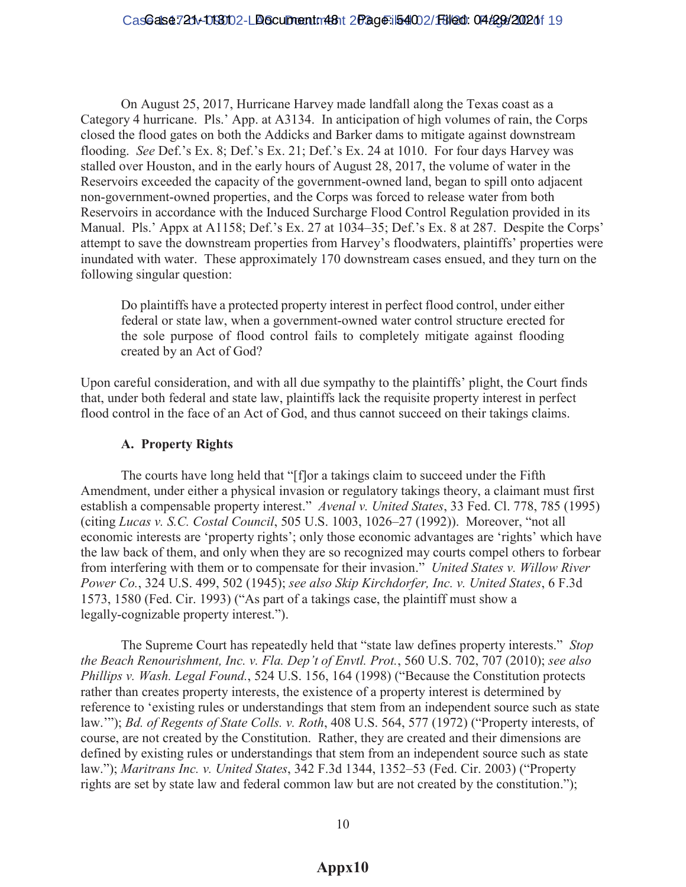On August 25, 2017, Hurricane Harvey made landfall along the Texas coast as a Category 4 hurricane. Pls.' App. at A3134. In anticipation of high volumes of rain, the Corps closed the flood gates on both the Addicks and Barker dams to mitigate against downstream flooding. *See* Def.'s Ex. 8; Def.'s Ex. 21; Def.'s Ex. 24 at 1010. For four days Harvey was stalled over Houston, and in the early hours of August 28, 2017, the volume of water in the Reservoirs exceeded the capacity of the government-owned land, began to spill onto adjacent non-government-owned properties, and the Corps was forced to release water from both Reservoirs in accordance with the Induced Surcharge Flood Control Regulation provided in its Manual. Pls.' Appx at A1158; Def.'s Ex. 27 at 1034–35; Def.'s Ex. 8 at 287. Despite the Corps' attempt to save the downstream properties from Harvey's floodwaters, plaintiffs' properties were inundated with water. These approximately 170 downstream cases ensued, and they turn on the following singular question:

> Do plaintiffs have a protected property interest in perfect flood control, under either federal or state law, when a government-owned water control structure erected for the sole purpose of flood control fails to completely mitigate against flooding created by an Act of God?

Upon careful consideration, and with all due sympathy to the plaintiffs' plight, the Court finds that, under both federal and state law, plaintiffs lack the requisite property interest in perfect flood control in the face of an Act of God, and thus cannot succeed on their takings claims.

### A. Property Rights

The courts have long held that "[f]or a takings claim to succeed under the Fifth Amendment, under either a physical invasion or regulatory takings theory, a claimant must first establish a compensable property interest." *Avenal v. United States*, 33 Fed. Cl. 778, 785 (1995) (citing *Lucas v. S.C. Costal Council*, 505 U.S. 1003, 1026–27 (1992)). Moreover, "not all economic interests are 'property rights'; only those economic advantages are 'rights' which have the law back of them, and only when they are so recognized may courts compel others to forbear from interfering with them or to compensate for their invasion." *United States v. Willow River Power Co.*, 324 U.S. 499, 502 (1945); *see also Skip Kirchdorfer, Inc. v. United States*, 6 F.3d 1573, 1580 (Fed. Cir. 1993) ("As part of a takings case, the plaintiff must show a legally-cognizable property interest.").

The Supreme Court has repeatedly held that "state law defines property interests." *Stop the Beach Renourishment, Inc. v. Fla. Dep't of Envtl. Prot.*, 560 U.S. 702, 707 (2010); *see also Phillips v. Wash. Legal Found.*, 524 U.S. 156, 164 (1998) ("Because the Constitution protects rather than creates property interests, the existence of a property interest is determined by reference to 'existing rules or understandings that stem from an independent source such as state law.'"); *Bd. of Regents of State Colls. v. Roth*, 408 U.S. 564, 577 (1972) ("Property interests, of course, are not created by the Constitution. Rather, they are created and their dimensions are defined by existing rules or understandings that stem from an independent source such as state law."); *Maritrans Inc. v. United States*, 342 F.3d 1344, 1352–53 (Fed. Cir. 2003) ("Property rights are set by state law and federal common law but are not created by the constitution.");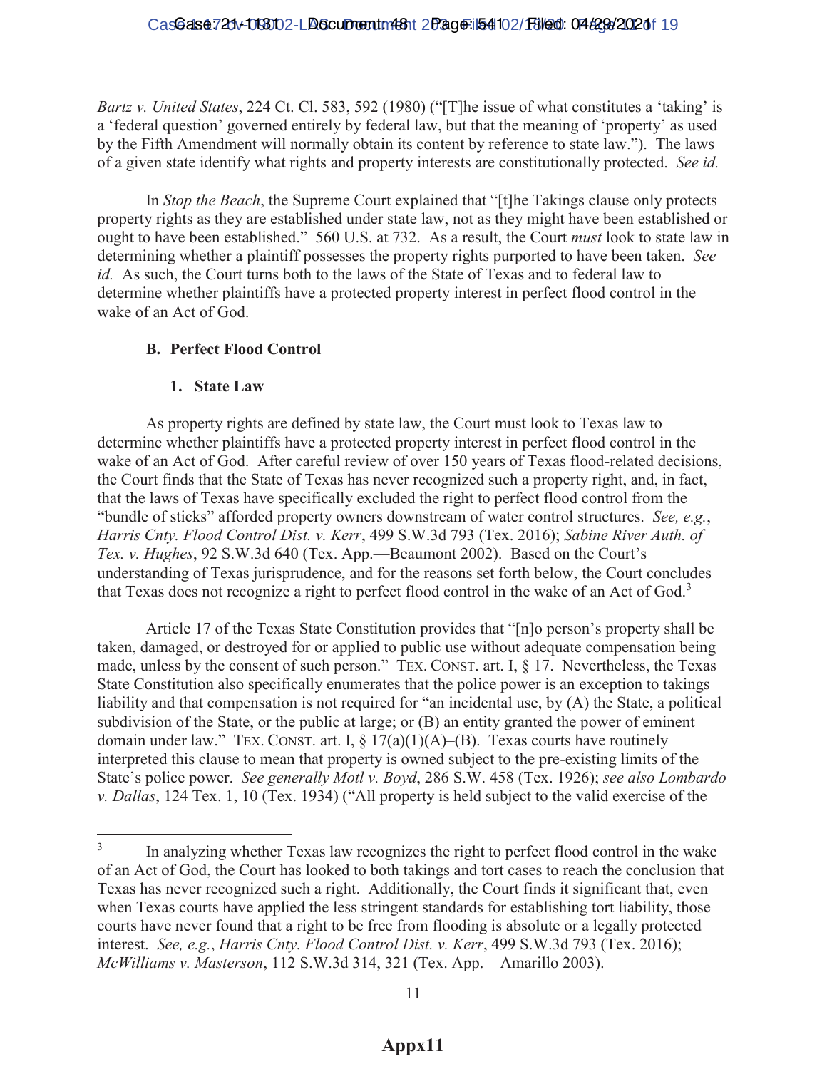*Bartz v. United States*, 224 Ct. Cl. 583, 592 (1980) ("[T]he issue of what constitutes a 'taking' is a 'federal question' governed entirely by federal law, but that the meaning of 'property' as used by the Fifth Amendment will normally obtain its content by reference to state law."). The laws of a given state identify what rights and property interests are constitutionally protected. *See id.*

In *Stop the Beach*, the Supreme Court explained that "[t]he Takings clause only protects property rights as they are established under state law, not as they might have been established or ought to have been established." 560 U.S. at 732. As a result, the Court *must* look to state law in determining whether a plaintiff possesses the property rights purported to have been taken. *See id.* As such, the Court turns both to the laws of the State of Texas and to federal law to determine whether plaintiffs have a protected property interest in perfect flood control in the wake of an Act of God.

### B. Perfect Flood Control

#### 1. State Law

As property rights are defined by state law, the Court must look to Texas law to determine whether plaintiffs have a protected property interest in perfect flood control in the wake of an Act of God. After careful review of over 150 years of Texas flood-related decisions, the Court finds that the State of Texas has never recognized such a property right, and, in fact, that the laws of Texas have specifically excluded the right to perfect flood control from the "bundle of sticks" afforded property owners downstream of water control structures. *See, e.g.*, *Harris Cnty. Flood Control Dist. v. Kerr*, 499 S.W.3d 793 (Tex. 2016); *Sabine River Auth. of Tex. v. Hughes*, 92 S.W.3d 640 (Tex. App.—Beaumont 2002). Based on the Court's understanding of Texas jurisprudence, and for the reasons set forth below, the Court concludes that Texas does not recognize a right to perfect flood control in the wake of an Act of God.[3]

Article 17 of the Texas State Constitution provides that "[n]o person's property shall be taken, damaged, or destroyed for or applied to public use without adequate compensation being made, unless by the consent of such person." TEX. CONST. art. I, § 17. Nevertheless, the Texas State Constitution also specifically enumerates that the police power is an exception to takings liability and that compensation is not required for "an incidental use, by (A) the State, a political subdivision of the State, or the public at large; or (B) an entity granted the power of eminent domain under law." TEX. CONST. art. I, § 17(a)(1)(A)–(B). Texas courts have routinely interpreted this clause to mean that property is owned subject to the pre-existing limits of the State's police power. *See generally Motl v. Boyd*, 286 S.W. 458 (Tex. 1926); *see also Lombardo v. Dallas*, 124 Tex. 1, 10 (Tex. 1934) ("All property is held subject to the valid exercise of the

---

[3] In analyzing whether Texas law recognizes the right to perfect flood control in the wake of an Act of God, the Court has looked to both takings and tort cases to reach the conclusion that Texas has never recognized such a right. Additionally, the Court finds it significant that, even when Texas courts have applied the less stringent standards for establishing tort liability, those courts have never found that a right to be free from flooding is absolute or a legally protected interest. *See, e.g.*, *Harris Cnty. Flood Control Dist. v. Kerr*, 499 S.W.3d 793 (Tex. 2016); *McWilliams v. Masterson*, 112 S.W.3d 314, 321 (Tex. App.—Amarillo 2003).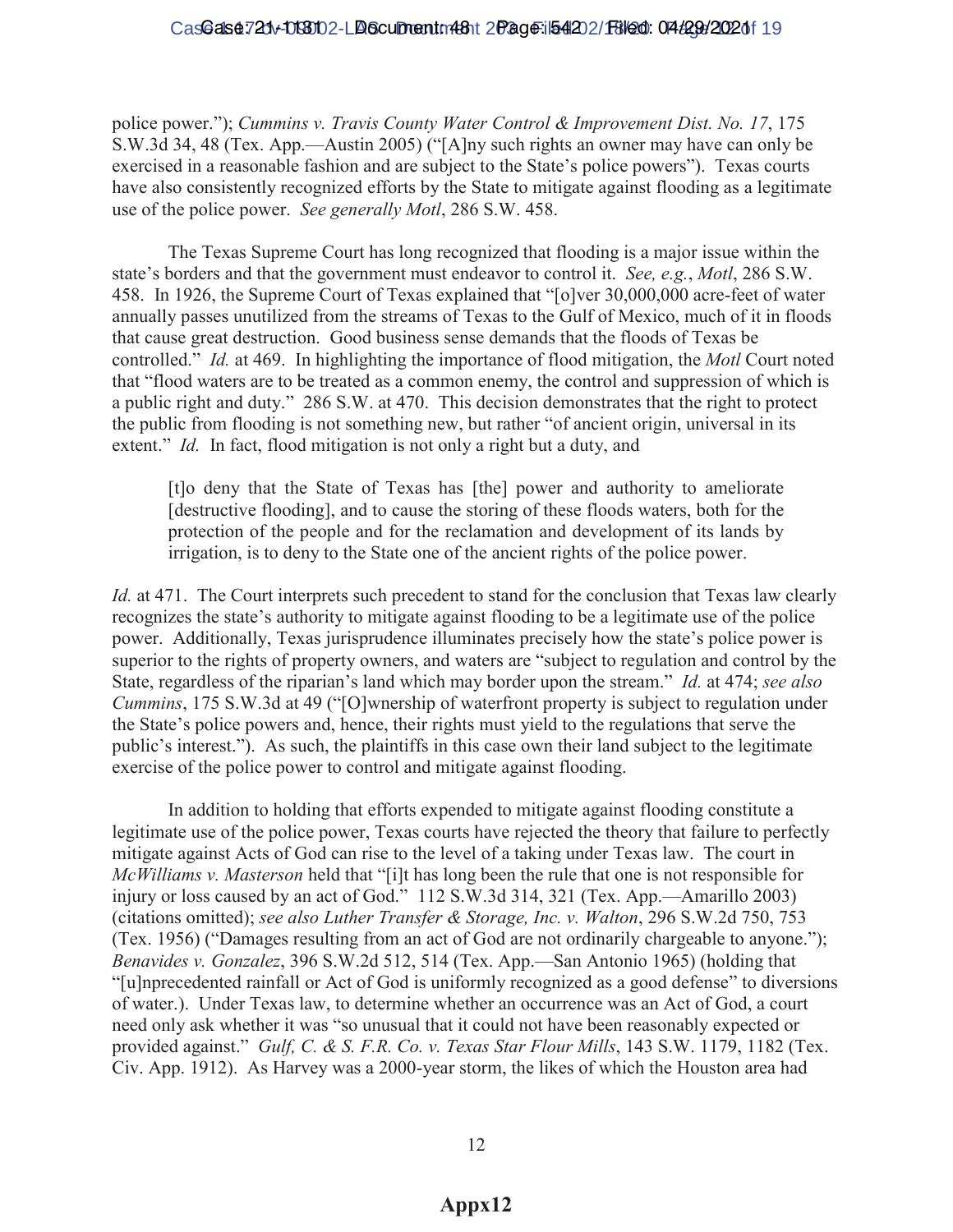police power."); *Cummins v. Travis County Water Control & Improvement Dist. No. 17*, 175 S.W.3d 34, 48 (Tex. App.—Austin 2005) ("[A]ny such rights an owner may have can only be exercised in a reasonable fashion and are subject to the State's police powers"). Texas courts have also consistently recognized efforts by the State to mitigate against flooding as a legitimate use of the police power. *See generally Motl*, 286 S.W. 458.

The Texas Supreme Court has long recognized that flooding is a major issue within the state's borders and that the government must endeavor to control it. *See, e.g.*, *Motl*, 286 S.W. 458. In 1926, the Supreme Court of Texas explained that "[o]ver 30,000,000 acre-feet of water annually passes unutilized from the streams of Texas to the Gulf of Mexico, much of it in floods that cause great destruction. Good business sense demands that the floods of Texas be controlled." *Id.* at 469. In highlighting the importance of flood mitigation, the *Motl* Court noted that "flood waters are to be treated as a common enemy, the control and suppression of which is a public right and duty." 286 S.W. at 470. This decision demonstrates that the right to protect the public from flooding is not something new, but rather "of ancient origin, universal in its extent." *Id.* In fact, flood mitigation is not only a right but a duty, and

> [t]o deny that the State of Texas has [the] power and authority to ameliorate [destructive flooding], and to cause the storing of these floods waters, both for the protection of the people and for the reclamation and development of its lands by irrigation, is to deny to the State one of the ancient rights of the police power.

*Id.* at 471. The Court interprets such precedent to stand for the conclusion that Texas law clearly recognizes the state's authority to mitigate against flooding to be a legitimate use of the police power. Additionally, Texas jurisprudence illuminates precisely how the state's police power is superior to the rights of property owners, and waters are "subject to regulation and control by the State, regardless of the riparian's land which may border upon the stream." *Id.* at 474; *see also Cummins*, 175 S.W.3d at 49 ("[O]wnership of waterfront property is subject to regulation under the State's police powers and, hence, their rights must yield to the regulations that serve the public's interest."). As such, the plaintiffs in this case own their land subject to the legitimate exercise of the police power to control and mitigate against flooding.

In addition to holding that efforts expended to mitigate against flooding constitute a legitimate use of the police power, Texas courts have rejected the theory that failure to perfectly mitigate against Acts of God can rise to the level of a taking under Texas law. The court in *McWilliams v. Masterson* held that "[i]t has long been the rule that one is not responsible for injury or loss caused by an act of God." 112 S.W.3d 314, 321 (Tex. App.—Amarillo 2003) (citations omitted); *see also Luther Transfer & Storage, Inc. v. Walton*, 296 S.W.2d 750, 753 (Tex. 1956) ("Damages resulting from an act of God are not ordinarily chargeable to anyone."); *Benavides v. Gonzalez*, 396 S.W.2d 512, 514 (Tex. App.—San Antonio 1965) (holding that "[u]nprecedented rainfall or Act of God is uniformly recognized as a good defense" to diversions of water.). Under Texas law, to determine whether an occurrence was an Act of God, a court need only ask whether it was "so unusual that it could not have been reasonably expected or provided against." *Gulf, C. & S. F.R. Co. v. Texas Star Flour Mills*, 143 S.W. 1179, 1182 (Tex. Civ. App. 1912). As Harvey was a 2000-year storm, the likes of which the Houston area had

**Appx12**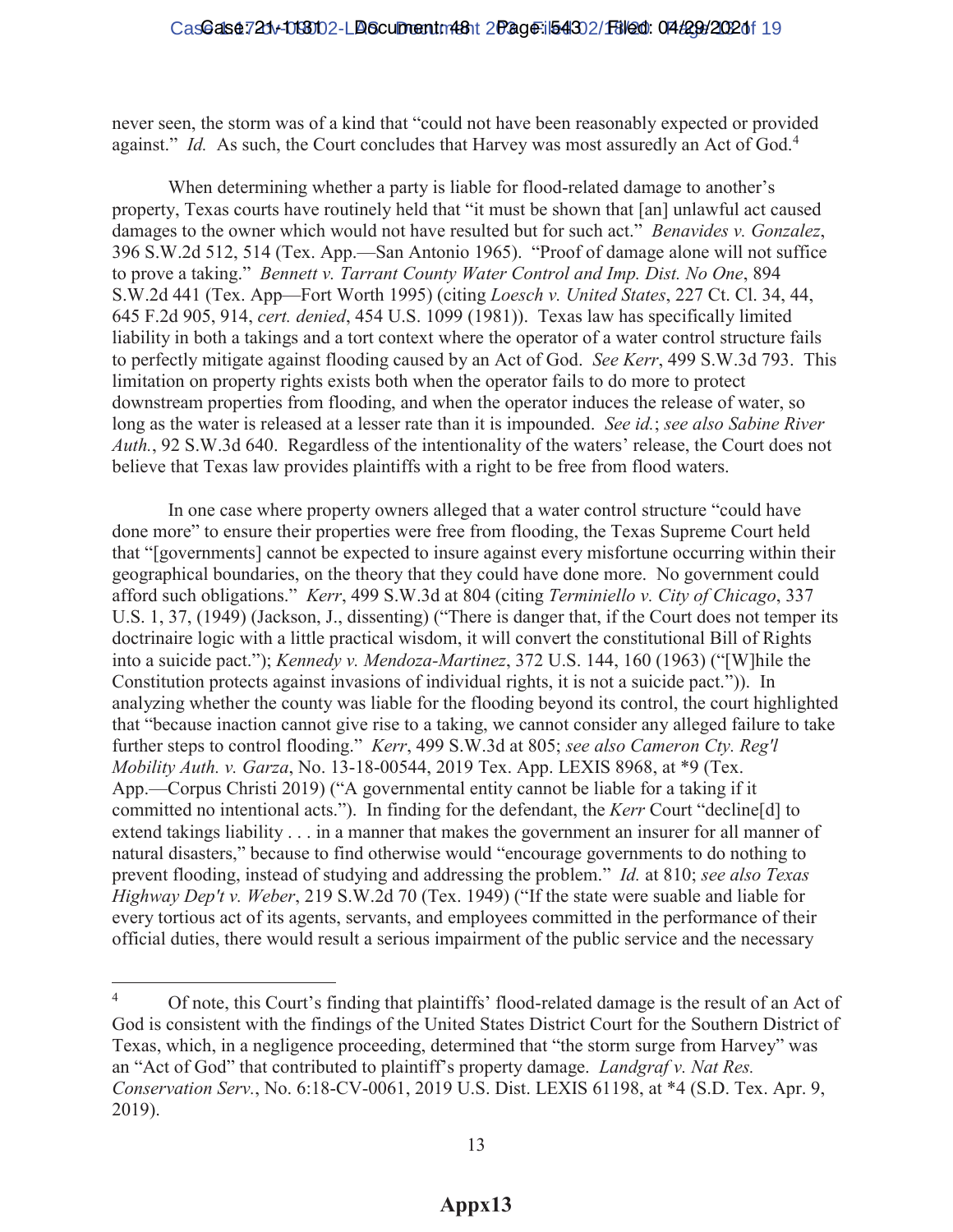never seen, the storm was of a kind that "could not have been reasonably expected or provided against." *Id.* As such, the Court concludes that Harvey was most assuredly an Act of God.[4]

When determining whether a party is liable for flood-related damage to another's property, Texas courts have routinely held that "it must be shown that [an] unlawful act caused damages to the owner which would not have resulted but for such act." *Benavides v. Gonzalez*, 396 S.W.2d 512, 514 (Tex. App.—San Antonio 1965). "Proof of damage alone will not suffice to prove a taking." *Bennett v. Tarrant County Water Control and Imp. Dist. No One*, 894 S.W.2d 441 (Tex. App—Fort Worth 1995) (citing *Loesch v. United States*, 227 Ct. Cl. 34, 44, 645 F.2d 905, 914, *cert. denied*, 454 U.S. 1099 (1981)). Texas law has specifically limited liability in both a takings and a tort context where the operator of a water control structure fails to perfectly mitigate against flooding caused by an Act of God. *See Kerr*, 499 S.W.3d 793. This limitation on property rights exists both when the operator fails to do more to protect downstream properties from flooding, and when the operator induces the release of water, so long as the water is released at a lesser rate than it is impounded. *See id.*; *see also Sabine River Auth.*, 92 S.W.3d 640. Regardless of the intentionality of the waters' release, the Court does not believe that Texas law provides plaintiffs with a right to be free from flood waters.

In one case where property owners alleged that a water control structure "could have done more" to ensure their properties were free from flooding, the Texas Supreme Court held that "[governments] cannot be expected to insure against every misfortune occurring within their geographical boundaries, on the theory that they could have done more. No government could afford such obligations." *Kerr*, 499 S.W.3d at 804 (citing *Terminiello v. City of Chicago*, 337 U.S. 1, 37, (1949) (Jackson, J., dissenting) ("There is danger that, if the Court does not temper its doctrinaire logic with a little practical wisdom, it will convert the constitutional Bill of Rights into a suicide pact."); *Kennedy v. Mendoza-Martinez*, 372 U.S. 144, 160 (1963) ("[W]hile the Constitution protects against invasions of individual rights, it is not a suicide pact.")). In analyzing whether the county was liable for the flooding beyond its control, the court highlighted that "because inaction cannot give rise to a taking, we cannot consider any alleged failure to take further steps to control flooding." *Kerr*, 499 S.W.3d at 805; *see also Cameron Cty. Reg'l Mobility Auth. v. Garza*, No. 13-18-00544, 2019 Tex. App. LEXIS 8968, at *9 (Tex. App.—Corpus Christi 2019) ("A governmental entity cannot be liable for a taking if it committed no intentional acts."). In finding for the defendant, the *Kerr* Court "decline[d] to extend takings liability . . . in a manner that makes the government an insurer for all manner of natural disasters," because to find otherwise would "encourage governments to do nothing to prevent flooding, instead of studying and addressing the problem." *Id.* at 810; *see also Texas Highway Dep't v. Weber*, 219 S.W.2d 70 (Tex. 1949) ("If the state were suable and liable for every tortious act of its agents, servants, and employees committed in the performance of their official duties, there would result a serious impairment of the public service and the necessary

---

[4] Of note, this Court's finding that plaintiffs' flood-related damage is the result of an Act of God is consistent with the findings of the United States District Court for the Southern District of Texas, which, in a negligence proceeding, determined that "the storm surge from Harvey" was an "Act of God" that contributed to plaintiff's property damage. *Landgraf v. Nat Res. Conservation Serv.*, No. 6:18-CV-0061, 2019 U.S. Dist. LEXIS 61198, at *4 (S.D. Tex. Apr. 9, 2019).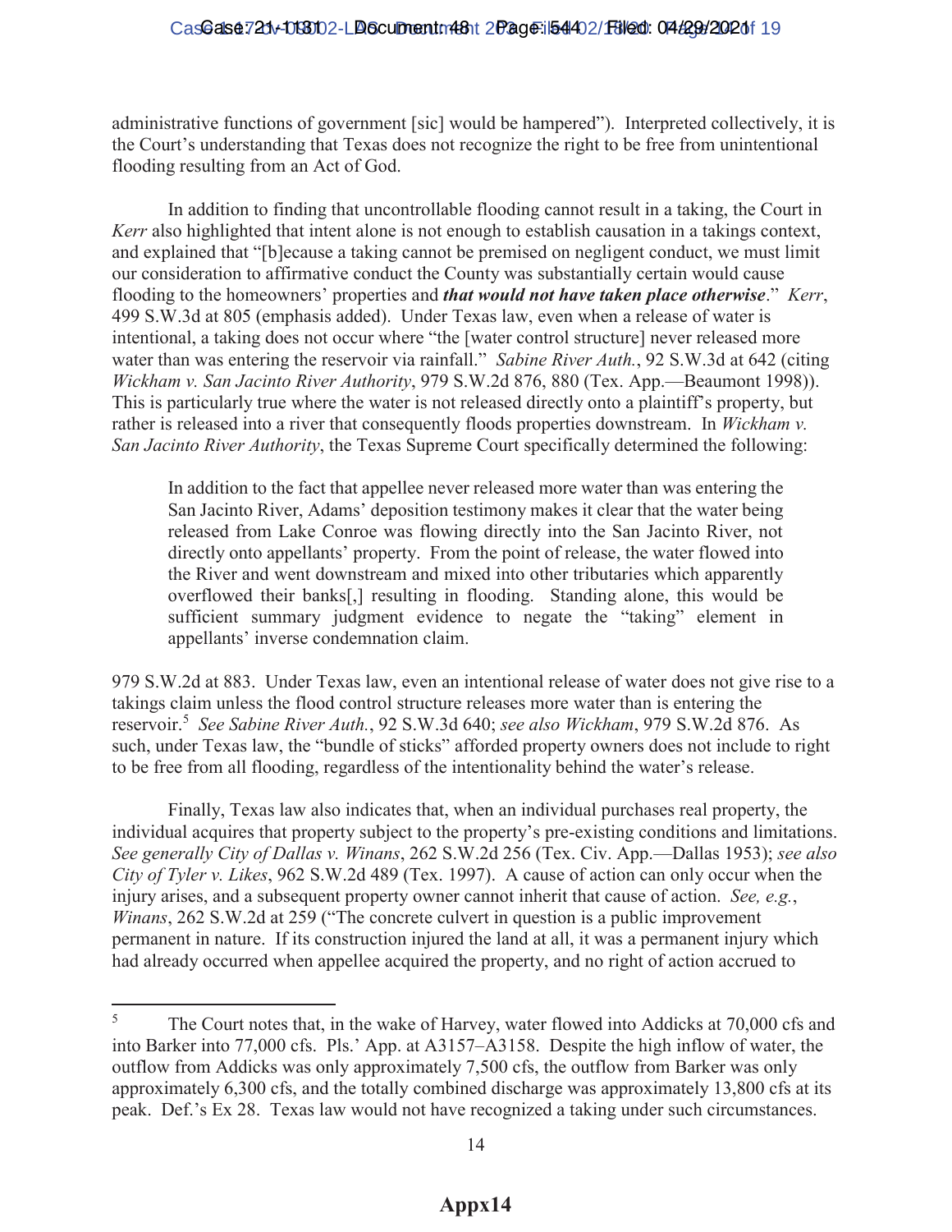administrative functions of government [sic] would be hampered"). Interpreted collectively, it is the Court's understanding that Texas does not recognize the right to be free from unintentional flooding resulting from an Act of God.

In addition to finding that uncontrollable flooding cannot result in a taking, the Court in *Kerr* also highlighted that intent alone is not enough to establish causation in a takings context, and explained that "[b]ecause a taking cannot be premised on negligent conduct, we must limit our consideration to affirmative conduct the County was substantially certain would cause flooding to the homeowners' properties and ***that would not have taken place otherwise***." *Kerr*, 499 S.W.3d at 805 (emphasis added). Under Texas law, even when a release of water is intentional, a taking does not occur where "the [water control structure] never released more water than was entering the reservoir via rainfall." *Sabine River Auth.*, 92 S.W.3d at 642 (citing *Wickham v. San Jacinto River Authority*, 979 S.W.2d 876, 880 (Tex. App.—Beaumont 1998)). This is particularly true where the water is not released directly onto a plaintiff's property, but rather is released into a river that consequently floods properties downstream. In *Wickham v. San Jacinto River Authority*, the Texas Supreme Court specifically determined the following:

> In addition to the fact that appellee never released more water than was entering the San Jacinto River, Adams' deposition testimony makes it clear that the water being released from Lake Conroe was flowing directly into the San Jacinto River, not directly onto appellants' property. From the point of release, the water flowed into the River and went downstream and mixed into other tributaries which apparently overflowed their banks[,] resulting in flooding. Standing alone, this would be sufficient summary judgment evidence to negate the "taking" element in appellants' inverse condemnation claim.

979 S.W.2d at 883. Under Texas law, even an intentional release of water does not give rise to a takings claim unless the flood control structure releases more water than is entering the reservoir.[5] *See Sabine River Auth.*, 92 S.W.3d 640; *see also Wickham*, 979 S.W.2d 876. As such, under Texas law, the "bundle of sticks" afforded property owners does not include to right to be free from all flooding, regardless of the intentionality behind the water's release.

Finally, Texas law also indicates that, when an individual purchases real property, the individual acquires that property subject to the property's pre-existing conditions and limitations. *See generally City of Dallas v. Winans*, 262 S.W.2d 256 (Tex. Civ. App.—Dallas 1953); *see also City of Tyler v. Likes*, 962 S.W.2d 489 (Tex. 1997). A cause of action can only occur when the injury arises, and a subsequent property owner cannot inherit that cause of action. *See, e.g.*, *Winans*, 262 S.W.2d at 259 ("The concrete culvert in question is a public improvement permanent in nature. If its construction injured the land at all, it was a permanent injury which had already occurred when appellee acquired the property, and no right of action accrued to

---

[5] The Court notes that, in the wake of Harvey, water flowed into Addicks at 70,000 cfs and into Barker into 77,000 cfs. Pls.' App. at A3157–A3158. Despite the high inflow of water, the outflow from Addicks was only approximately 7,500 cfs, the outflow from Barker was only approximately 6,300 cfs, and the totally combined discharge was approximately 13,800 cfs at its peak. Def.'s Ex 28. Texas law would not have recognized a taking under such circumstances.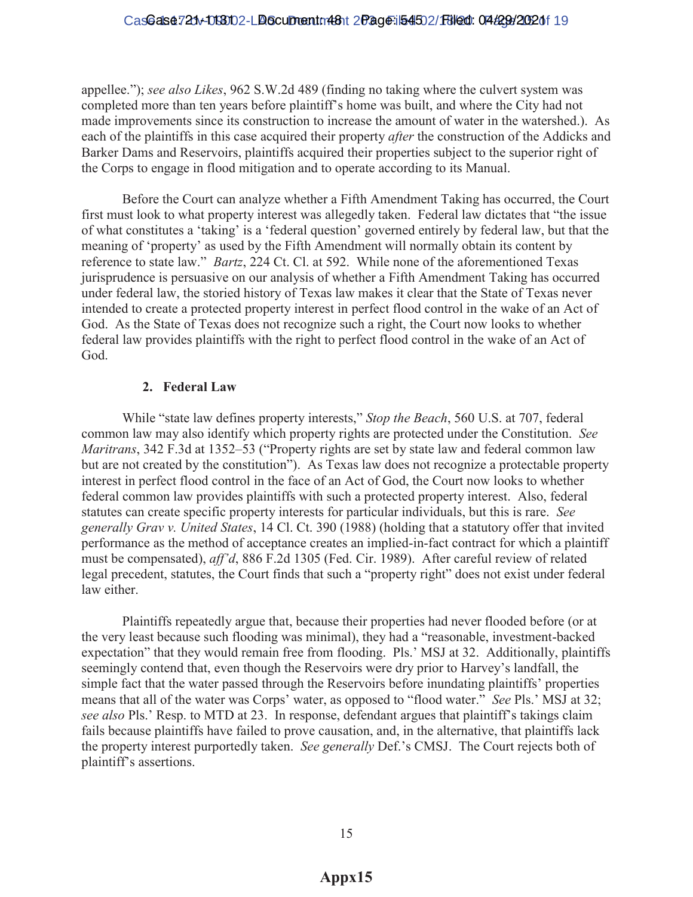appellee."); *see also Likes*, 962 S.W.2d 489 (finding no taking where the culvert system was completed more than ten years before plaintiff's home was built, and where the City had not made improvements since its construction to increase the amount of water in the watershed.). As each of the plaintiffs in this case acquired their property *after* the construction of the Addicks and Barker Dams and Reservoirs, plaintiffs acquired their properties subject to the superior right of the Corps to engage in flood mitigation and to operate according to its Manual.

Before the Court can analyze whether a Fifth Amendment Taking has occurred, the Court first must look to what property interest was allegedly taken. Federal law dictates that "the issue of what constitutes a 'taking' is a 'federal question' governed entirely by federal law, but that the meaning of 'property' as used by the Fifth Amendment will normally obtain its content by reference to state law." *Bartz*, 224 Ct. Cl. at 592. While none of the aforementioned Texas jurisprudence is persuasive on our analysis of whether a Fifth Amendment Taking has occurred under federal law, the storied history of Texas law makes it clear that the State of Texas never intended to create a protected property interest in perfect flood control in the wake of an Act of God. As the State of Texas does not recognize such a right, the Court now looks to whether federal law provides plaintiffs with the right to perfect flood control in the wake of an Act of God.

### 2. Federal Law

While "state law defines property interests," *Stop the Beach*, 560 U.S. at 707, federal common law may also identify which property rights are protected under the Constitution. *See Maritrans*, 342 F.3d at 1352–53 ("Property rights are set by state law and federal common law but are not created by the constitution"). As Texas law does not recognize a protectable property interest in perfect flood control in the face of an Act of God, the Court now looks to whether federal common law provides plaintiffs with such a protected property interest. Also, federal statutes can create specific property interests for particular individuals, but this is rare. *See generally Grav v. United States*, 14 Cl. Ct. 390 (1988) (holding that a statutory offer that invited performance as the method of acceptance creates an implied-in-fact contract for which a plaintiff must be compensated), *aff'd*, 886 F.2d 1305 (Fed. Cir. 1989). After careful review of related legal precedent, statutes, the Court finds that such a "property right" does not exist under federal law either.

Plaintiffs repeatedly argue that, because their properties had never flooded before (or at the very least because such flooding was minimal), they had a "reasonable, investment-backed expectation" that they would remain free from flooding. Pls.' MSJ at 32. Additionally, plaintiffs seemingly contend that, even though the Reservoirs were dry prior to Harvey's landfall, the simple fact that the water passed through the Reservoirs before inundating plaintiffs' properties means that all of the water was Corps' water, as opposed to "flood water." *See* Pls.' MSJ at 32; *see also* Pls.' Resp. to MTD at 23. In response, defendant argues that plaintiff's takings claim fails because plaintiffs have failed to prove causation, and, in the alternative, that plaintiffs lack the property interest purportedly taken. *See generally* Def.'s CMSJ. The Court rejects both of plaintiff's assertions.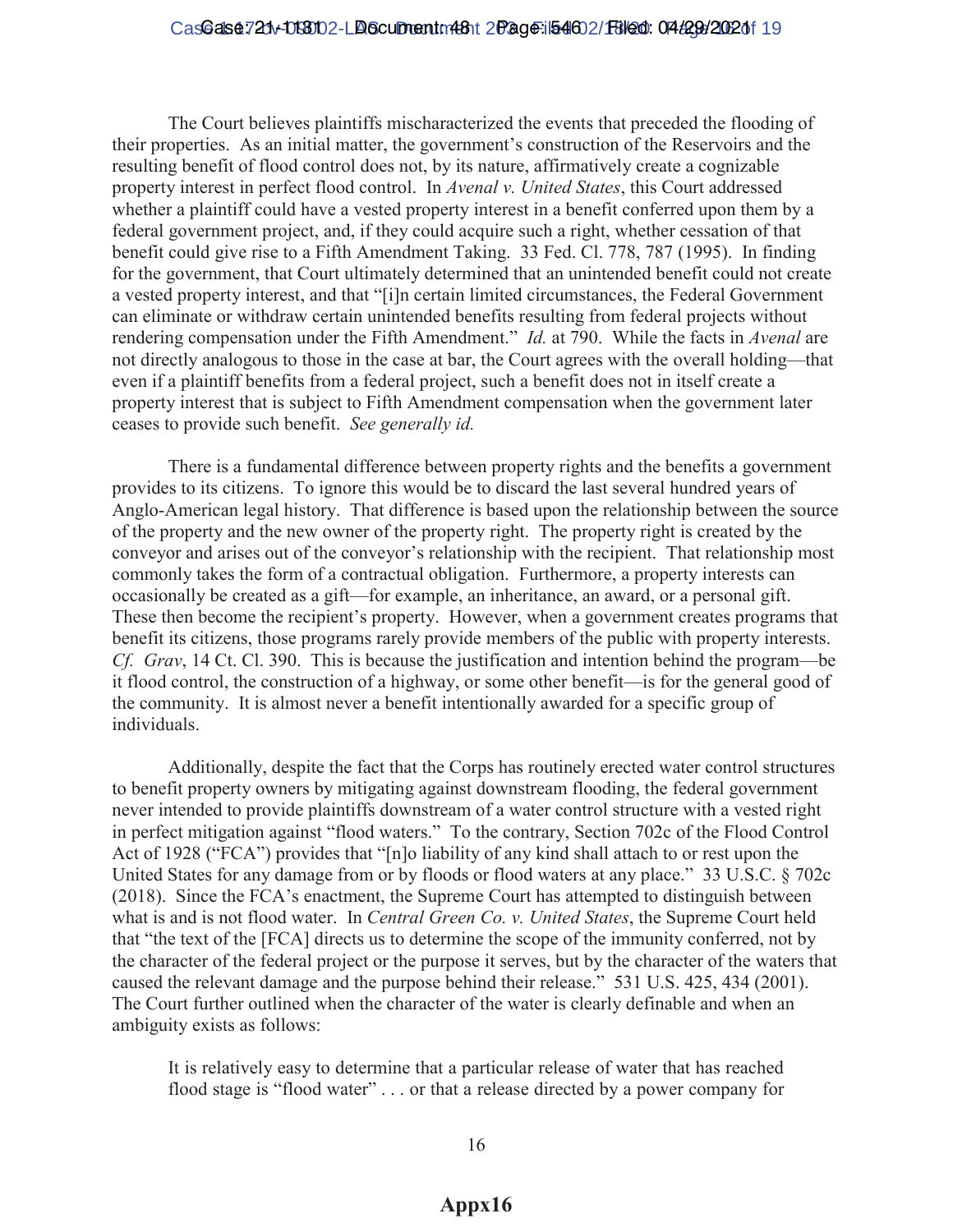The Court believes plaintiffs mischaracterized the events that preceded the flooding of their properties. As an initial matter, the government's construction of the Reservoirs and the resulting benefit of flood control does not, by its nature, affirmatively create a cognizable property interest in perfect flood control. In *Avenal v. United States*, this Court addressed whether a plaintiff could have a vested property interest in a benefit conferred upon them by a federal government project, and, if they could acquire such a right, whether cessation of that benefit could give rise to a Fifth Amendment Taking. 33 Fed. Cl. 778, 787 (1995). In finding for the government, that Court ultimately determined that an unintended benefit could not create a vested property interest, and that "[i]n certain limited circumstances, the Federal Government can eliminate or withdraw certain unintended benefits resulting from federal projects without rendering compensation under the Fifth Amendment." *Id.* at 790. While the facts in *Avenal* are not directly analogous to those in the case at bar, the Court agrees with the overall holding—that even if a plaintiff benefits from a federal project, such a benefit does not in itself create a property interest that is subject to Fifth Amendment compensation when the government later ceases to provide such benefit. *See generally id.*

There is a fundamental difference between property rights and the benefits a government provides to its citizens. To ignore this would be to discard the last several hundred years of Anglo-American legal history. That difference is based upon the relationship between the source of the property and the new owner of the property right. The property right is created by the conveyor and arises out of the conveyor's relationship with the recipient. That relationship most commonly takes the form of a contractual obligation. Furthermore, a property interests can occasionally be created as a gift—for example, an inheritance, an award, or a personal gift. These then become the recipient's property. However, when a government creates programs that benefit its citizens, those programs rarely provide members of the public with property interests. *Cf. Grav*, 14 Ct. Cl. 390. This is because the justification and intention behind the program—be it flood control, the construction of a highway, or some other benefit—is for the general good of the community. It is almost never a benefit intentionally awarded for a specific group of individuals.

Additionally, despite the fact that the Corps has routinely erected water control structures to benefit property owners by mitigating against downstream flooding, the federal government never intended to provide plaintiffs downstream of a water control structure with a vested right in perfect mitigation against "flood waters." To the contrary, Section 702c of the Flood Control Act of 1928 ("FCA") provides that "[n]o liability of any kind shall attach to or rest upon the United States for any damage from or by floods or flood waters at any place." 33 U.S.C. § 702c (2018). Since the FCA's enactment, the Supreme Court has attempted to distinguish between what is and is not flood water. In *Central Green Co. v. United States*, the Supreme Court held that "the text of the [FCA] directs us to determine the scope of the immunity conferred, not by the character of the federal project or the purpose it serves, but by the character of the waters that caused the relevant damage and the purpose behind their release." 531 U.S. 425, 434 (2001). The Court further outlined when the character of the water is clearly definable and when an ambiguity exists as follows:

> It is relatively easy to determine that a particular release of water that has reached flood stage is "flood water" . . . or that a release directed by a power company for

Appx16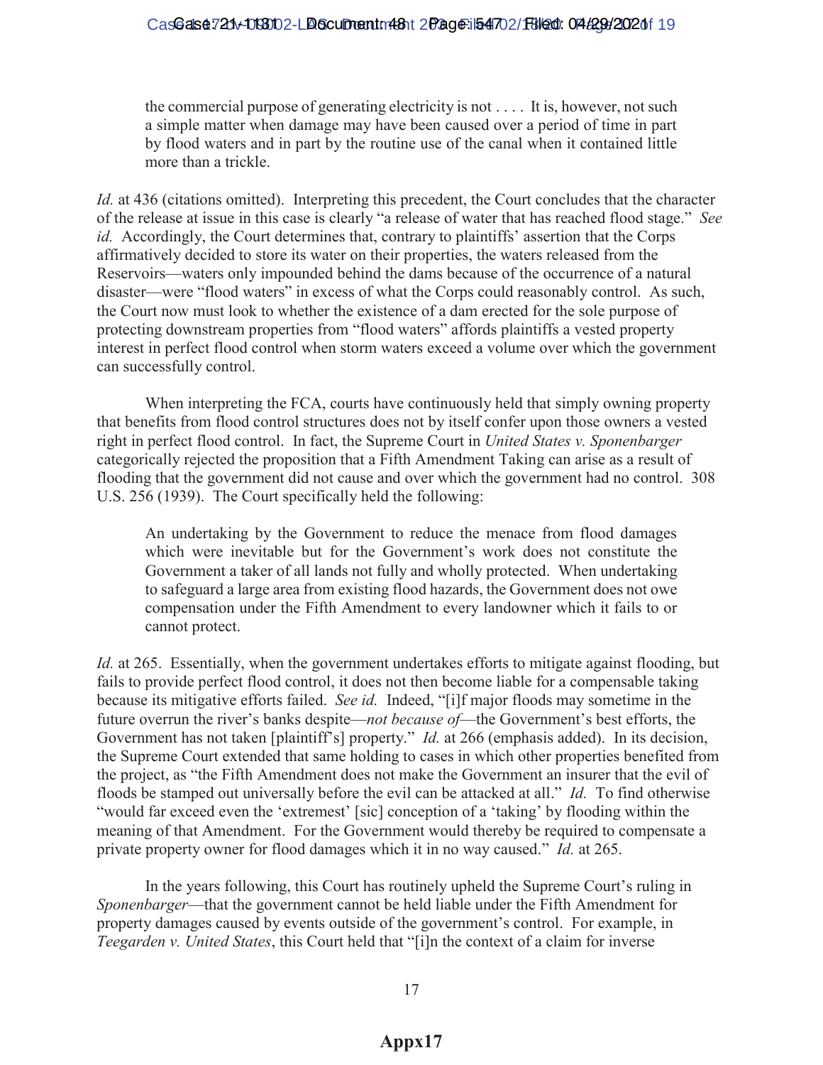> the commercial purpose of generating electricity is not . . . . It is, however, not such a simple matter when damage may have been caused over a period of time in part by flood waters and in part by the routine use of the canal when it contained little more than a trickle.

*Id.* at 436 (citations omitted). Interpreting this precedent, the Court concludes that the character of the release at issue in this case is clearly "a release of water that has reached flood stage." *See id.* Accordingly, the Court determines that, contrary to plaintiffs' assertion that the Corps affirmatively decided to store its water on their properties, the waters released from the Reservoirs—waters only impounded behind the dams because of the occurrence of a natural disaster—were "flood waters" in excess of what the Corps could reasonably control. As such, the Court now must look to whether the existence of a dam erected for the sole purpose of protecting downstream properties from "flood waters" affords plaintiffs a vested property interest in perfect flood control when storm waters exceed a volume over which the government can successfully control.

When interpreting the FCA, courts have continuously held that simply owning property that benefits from flood control structures does not by itself confer upon those owners a vested right in perfect flood control. In fact, the Supreme Court in *United States v. Sponenbarger* categorically rejected the proposition that a Fifth Amendment Taking can arise as a result of flooding that the government did not cause and over which the government had no control. 308 U.S. 256 (1939). The Court specifically held the following:

> An undertaking by the Government to reduce the menace from flood damages which were inevitable but for the Government's work does not constitute the Government a taker of all lands not fully and wholly protected. When undertaking to safeguard a large area from existing flood hazards, the Government does not owe compensation under the Fifth Amendment to every landowner which it fails to or cannot protect.

*Id.* at 265. Essentially, when the government undertakes efforts to mitigate against flooding, but fails to provide perfect flood control, it does not then become liable for a compensable taking because its mitigative efforts failed. *See id.* Indeed, "[i]f major floods may sometime in the future overrun the river's banks despite—*not because of*—the Government's best efforts, the Government has not taken [plaintiff's] property." *Id.* at 266 (emphasis added). In its decision, the Supreme Court extended that same holding to cases in which other properties benefited from the project, as "the Fifth Amendment does not make the Government an insurer that the evil of floods be stamped out universally before the evil can be attacked at all." *Id.* To find otherwise "would far exceed even the 'extremest' [sic] conception of a 'taking' by flooding within the meaning of that Amendment. For the Government would thereby be required to compensate a private property owner for flood damages which it in no way caused." *Id.* at 265.

In the years following, this Court has routinely upheld the Supreme Court's ruling in *Sponenbarger*—that the government cannot be held liable under the Fifth Amendment for property damages caused by events outside of the government's control. For example, in *Teegarden v. United States*, this Court held that "[i]n the context of a claim for inverse

Appx17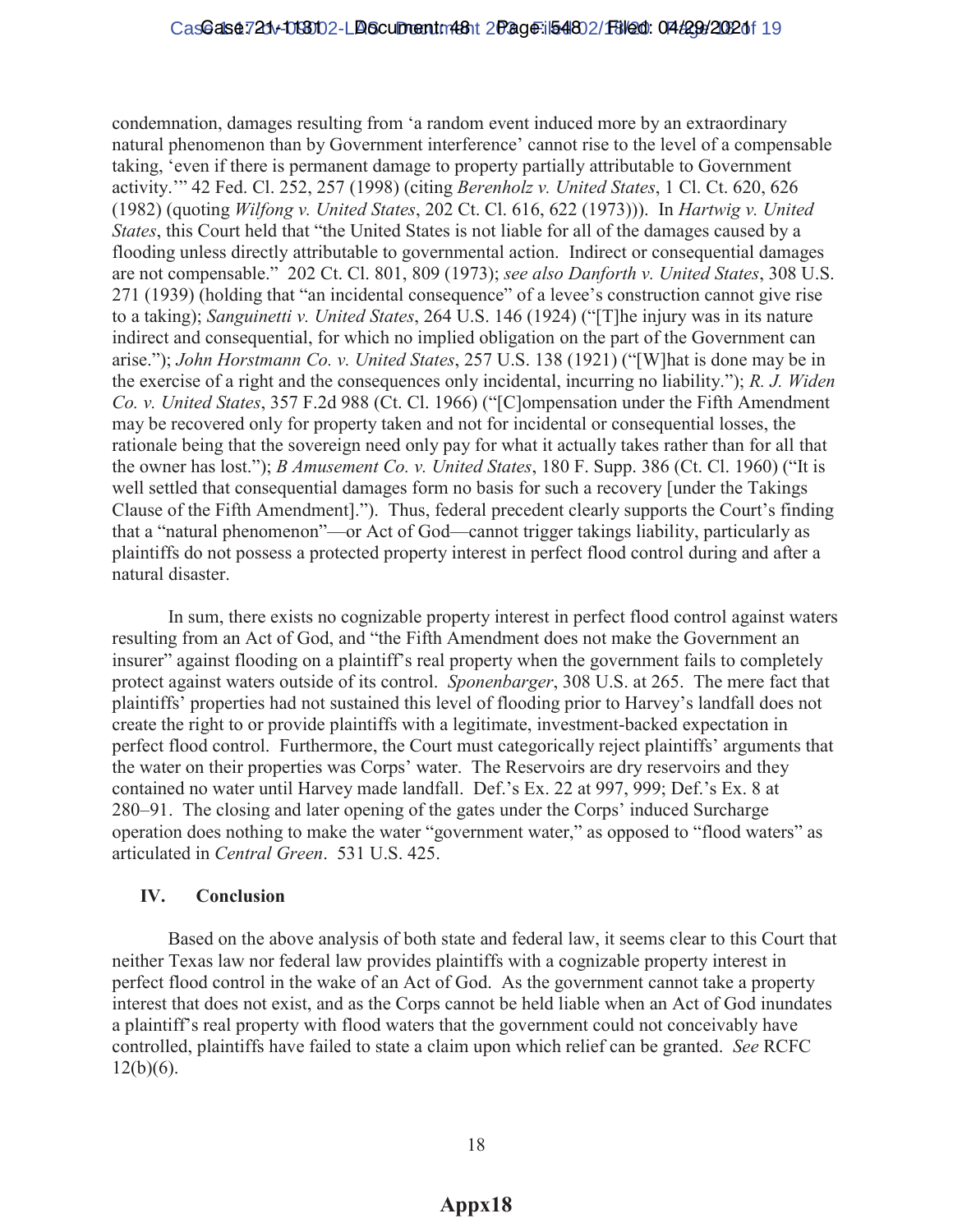condemnation, damages resulting from 'a random event induced more by an extraordinary natural phenomenon than by Government interference' cannot rise to the level of a compensable taking, 'even if there is permanent damage to property partially attributable to Government activity.'" 42 Fed. Cl. 252, 257 (1998) (citing *Berenholz v. United States*, 1 Cl. Ct. 620, 626 (1982) (quoting *Wilfong v. United States*, 202 Ct. Cl. 616, 622 (1973))). In *Hartwig v. United States*, this Court held that "the United States is not liable for all of the damages caused by a flooding unless directly attributable to governmental action. Indirect or consequential damages are not compensable." 202 Ct. Cl. 801, 809 (1973); *see also Danforth v. United States*, 308 U.S. 271 (1939) (holding that "an incidental consequence" of a levee's construction cannot give rise to a taking); *Sanguinetti v. United States*, 264 U.S. 146 (1924) ("[T]he injury was in its nature indirect and consequential, for which no implied obligation on the part of the Government can arise."); *John Horstmann Co. v. United States*, 257 U.S. 138 (1921) ("[W]hat is done may be in the exercise of a right and the consequences only incidental, incurring no liability."); *R. J. Widen Co. v. United States*, 357 F.2d 988 (Ct. Cl. 1966) ("[C]ompensation under the Fifth Amendment may be recovered only for property taken and not for incidental or consequential losses, the rationale being that the sovereign need only pay for what it actually takes rather than for all that the owner has lost."); *B Amusement Co. v. United States*, 180 F. Supp. 386 (Ct. Cl. 1960) ("It is well settled that consequential damages form no basis for such a recovery [under the Takings Clause of the Fifth Amendment]."). Thus, federal precedent clearly supports the Court's finding that a "natural phenomenon"—or Act of God—cannot trigger takings liability, particularly as plaintiffs do not possess a protected property interest in perfect flood control during and after a natural disaster.

In sum, there exists no cognizable property interest in perfect flood control against waters resulting from an Act of God, and "the Fifth Amendment does not make the Government an insurer" against flooding on a plaintiff's real property when the government fails to completely protect against waters outside of its control. *Sponenbarger*, 308 U.S. at 265. The mere fact that plaintiffs' properties had not sustained this level of flooding prior to Harvey's landfall does not create the right to or provide plaintiffs with a legitimate, investment-backed expectation in perfect flood control. Furthermore, the Court must categorically reject plaintiffs' arguments that the water on their properties was Corps' water. The Reservoirs are dry reservoirs and they contained no water until Harvey made landfall. Def.'s Ex. 22 at 997, 999; Def.'s Ex. 8 at 280–91. The closing and later opening of the gates under the Corps' induced Surcharge operation does nothing to make the water "government water," as opposed to "flood waters" as articulated in *Central Green*. 531 U.S. 425.

## IV. Conclusion

Based on the above analysis of both state and federal law, it seems clear to this Court that neither Texas law nor federal law provides plaintiffs with a cognizable property interest in perfect flood control in the wake of an Act of God. As the government cannot take a property interest that does not exist, and as the Corps cannot be held liable when an Act of God inundates a plaintiff's real property with flood waters that the government could not conceivably have controlled, plaintiffs have failed to state a claim upon which relief can be granted. *See* RCFC 12(b)(6).

**Appx18**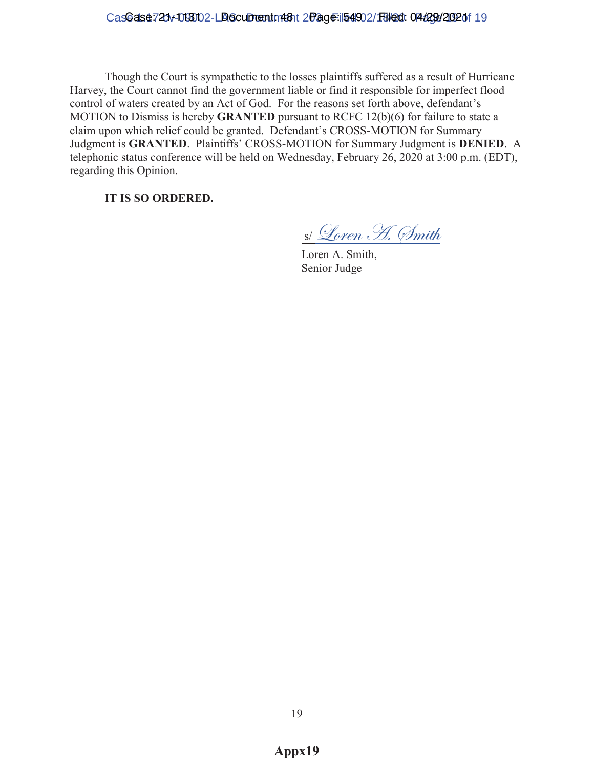Though the Court is sympathetic to the losses plaintiffs suffered as a result of Hurricane Harvey, the Court cannot find the government liable or find it responsible for imperfect flood control of waters created by an Act of God. For the reasons set forth above, defendant's MOTION to Dismiss is hereby **GRANTED** pursuant to RCFC 12(b)(6) for failure to state a claim upon which relief could be granted. Defendant's CROSS-MOTION for Summary Judgment is **GRANTED**. Plaintiffs' CROSS-MOTION for Summary Judgment is **DENIED**. A telephonic status conference will be held on Wednesday, February 26, 2020 at 3:00 p.m. (EDT), regarding this Opinion.

**IT IS SO ORDERED.**

s/ *Loren A. Smith*

Loren A. Smith,
Senior Judge

**Appx19**